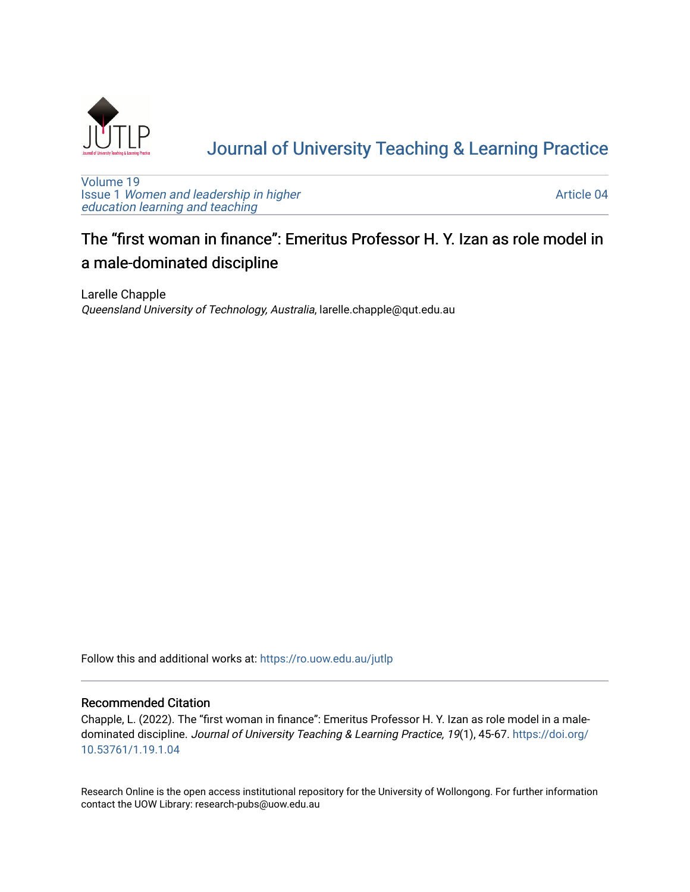# Journal of University Teaching & Learning Practice

Volume 19
Issue 1 *Women and leadership in higher education learning and teaching*

Article 04

## The "first woman in finance": Emeritus Professor H. Y. Izan as role model in a male-dominated discipline

Larelle Chapple
*Queensland University of Technology, Australia*, larelle.chapple@qut.edu.au

Follow this and additional works at: https://ro.uow.edu.au/jutlp

### Recommended Citation

Chapple, L. (2022). The "first woman in finance": Emeritus Professor H. Y. Izan as role model in a male-dominated discipline. *Journal of University Teaching & Learning Practice, 19*(1), 45-67. https://doi.org/10.53761/1.19.1.04

Research Online is the open access institutional repository for the University of Wollongong. For further information contact the UOW Library: research-pubs@uow.edu.au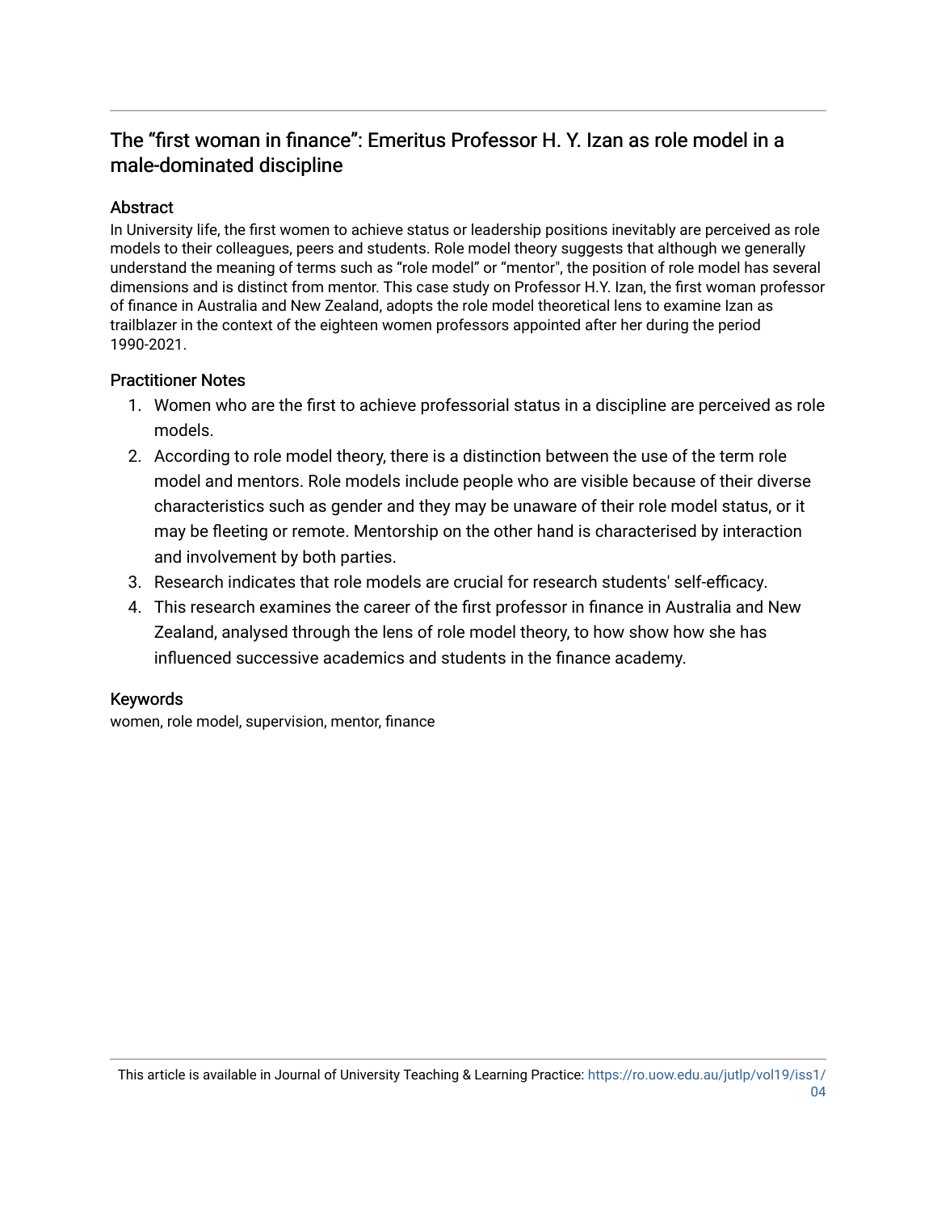# The "first woman in finance": Emeritus Professor H. Y. Izan as role model in a male-dominated discipline

## Abstract

In University life, the first women to achieve status or leadership positions inevitably are perceived as role models to their colleagues, peers and students. Role model theory suggests that although we generally understand the meaning of terms such as "role model" or "mentor", the position of role model has several dimensions and is distinct from mentor. This case study on Professor H.Y. Izan, the first woman professor of finance in Australia and New Zealand, adopts the role model theoretical lens to examine Izan as trailblazer in the context of the eighteen women professors appointed after her during the period 1990-2021.

## Practitioner Notes

1. Women who are the first to achieve professorial status in a discipline are perceived as role models.
2. According to role model theory, there is a distinction between the use of the term role model and mentors. Role models include people who are visible because of their diverse characteristics such as gender and they may be unaware of their role model status, or it may be fleeting or remote. Mentorship on the other hand is characterised by interaction and involvement by both parties.
3. Research indicates that role models are crucial for research students' self-efficacy.
4. This research examines the career of the first professor in finance in Australia and New Zealand, analysed through the lens of role model theory, to how show how she has influenced successive academics and students in the finance academy.

## Keywords

women, role model, supervision, mentor, finance

This article is available in Journal of University Teaching & Learning Practice: https://ro.uow.edu.au/jutlp/vol19/iss1/04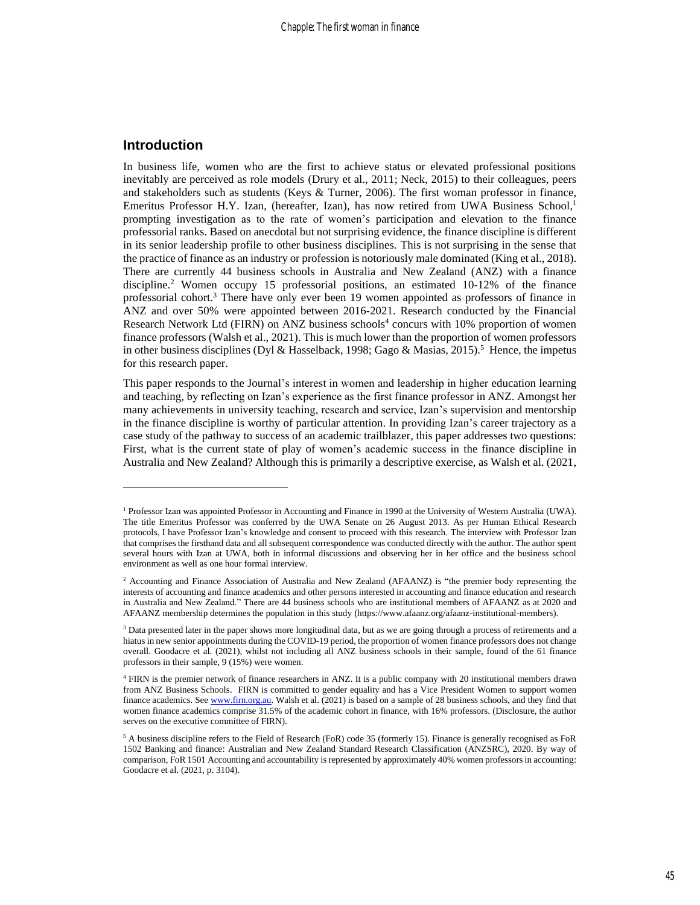## Introduction

In business life, women who are the first to achieve status or elevated professional positions inevitably are perceived as role models (Drury et al., 2011; Neck, 2015) to their colleagues, peers and stakeholders such as students (Keys & Turner, 2006). The first woman professor in finance, Emeritus Professor H.Y. Izan, (hereafter, Izan), has now retired from UWA Business School,[1] prompting investigation as to the rate of women's participation and elevation to the finance professorial ranks. Based on anecdotal but not surprising evidence, the finance discipline is different in its senior leadership profile to other business disciplines. This is not surprising in the sense that the practice of finance as an industry or profession is notoriously male dominated (King et al., 2018). There are currently 44 business schools in Australia and New Zealand (ANZ) with a finance discipline.[2] Women occupy 15 professorial positions, an estimated 10-12% of the finance professorial cohort.[3] There have only ever been 19 women appointed as professors of finance in ANZ and over 50% were appointed between 2016-2021. Research conducted by the Financial Research Network Ltd (FIRN) on ANZ business schools[4] concurs with 10% proportion of women finance professors (Walsh et al., 2021). This is much lower than the proportion of women professors in other business disciplines (Dyl & Hasselback, 1998; Gago & Masias, 2015).[5] Hence, the impetus for this research paper.

This paper responds to the Journal's interest in women and leadership in higher education learning and teaching, by reflecting on Izan's experience as the first finance professor in ANZ. Amongst her many achievements in university teaching, research and service, Izan's supervision and mentorship in the finance discipline is worthy of particular attention. In providing Izan's career trajectory as a case study of the pathway to success of an academic trailblazer, this paper addresses two questions: First, what is the current state of play of women's academic success in the finance discipline in Australia and New Zealand? Although this is primarily a descriptive exercise, as Walsh et al. (2021,

---

[1] Professor Izan was appointed Professor in Accounting and Finance in 1990 at the University of Western Australia (UWA). The title Emeritus Professor was conferred by the UWA Senate on 26 August 2013. As per Human Ethical Research protocols, I have Professor Izan's knowledge and consent to proceed with this research. The interview with Professor Izan that comprises the firsthand data and all subsequent correspondence was conducted directly with the author. The author spent several hours with Izan at UWA, both in informal discussions and observing her in her office and the business school environment as well as one hour formal interview.

[2] Accounting and Finance Association of Australia and New Zealand (AFAANZ) is "the premier body representing the interests of accounting and finance academics and other persons interested in accounting and finance education and research in Australia and New Zealand." There are 44 business schools who are institutional members of AFAANZ as at 2020 and AFAANZ membership determines the population in this study (https://www.afaanz.org/afaanz-institutional-members).

[3] Data presented later in the paper shows more longitudinal data, but as we are going through a process of retirements and a hiatus in new senior appointments during the COVID-19 period, the proportion of women finance professors does not change overall. Goodacre et al. (2021), whilst not including all ANZ business schools in their sample, found of the 61 finance professors in their sample, 9 (15%) were women.

[4] FIRN is the premier network of finance researchers in ANZ. It is a public company with 20 institutional members drawn from ANZ Business Schools. FIRN is committed to gender equality and has a Vice President Women to support women finance academics. See www.firn.org.au. Walsh et al. (2021) is based on a sample of 28 business schools, and they find that women finance academics comprise 31.5% of the academic cohort in finance, with 16% professors. (Disclosure, the author serves on the executive committee of FIRN).

[5] A business discipline refers to the Field of Research (FoR) code 35 (formerly 15). Finance is generally recognised as FoR 1502 Banking and finance: Australian and New Zealand Standard Research Classification (ANZSRC), 2020. By way of comparison, FoR 1501 Accounting and accountability is represented by approximately 40% women professors in accounting: Goodacre et al. (2021, p. 3104).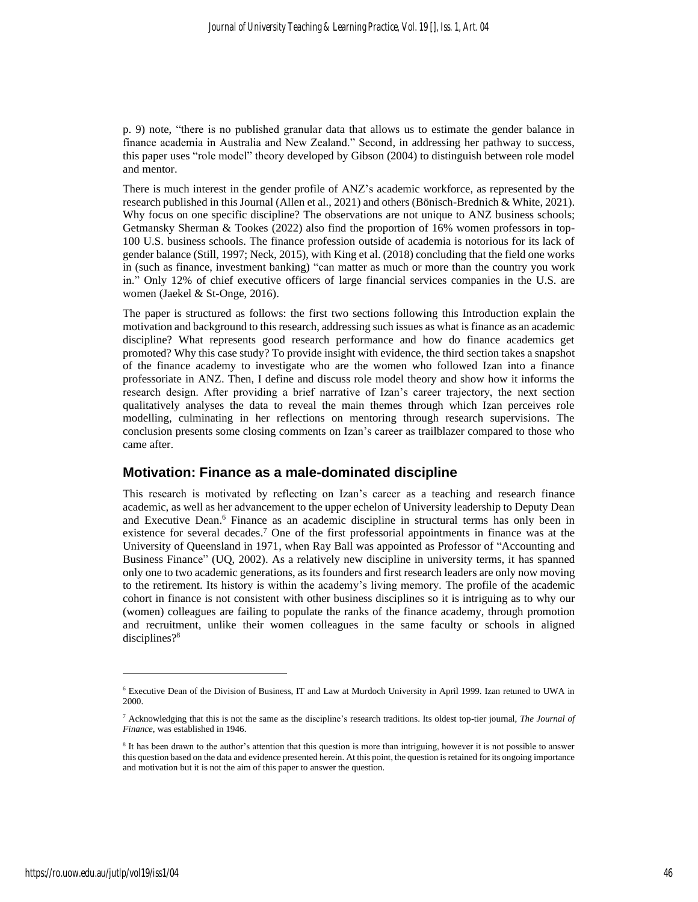p. 9) note, "there is no published granular data that allows us to estimate the gender balance in finance academia in Australia and New Zealand." Second, in addressing her pathway to success, this paper uses "role model" theory developed by Gibson (2004) to distinguish between role model and mentor.

There is much interest in the gender profile of ANZ's academic workforce, as represented by the research published in this Journal (Allen et al., 2021) and others (Bönisch-Brednich & White, 2021). Why focus on one specific discipline? The observations are not unique to ANZ business schools; Getmansky Sherman & Tookes (2022) also find the proportion of 16% women professors in top-100 U.S. business schools. The finance profession outside of academia is notorious for its lack of gender balance (Still, 1997; Neck, 2015), with King et al. (2018) concluding that the field one works in (such as finance, investment banking) "can matter as much or more than the country you work in." Only 12% of chief executive officers of large financial services companies in the U.S. are women (Jaekel & St-Onge, 2016).

The paper is structured as follows: the first two sections following this Introduction explain the motivation and background to this research, addressing such issues as what is finance as an academic discipline? What represents good research performance and how do finance academics get promoted? Why this case study? To provide insight with evidence, the third section takes a snapshot of the finance academy to investigate who are the women who followed Izan into a finance professoriate in ANZ. Then, I define and discuss role model theory and show how it informs the research design. After providing a brief narrative of Izan's career trajectory, the next section qualitatively analyses the data to reveal the main themes through which Izan perceives role modelling, culminating in her reflections on mentoring through research supervisions. The conclusion presents some closing comments on Izan's career as trailblazer compared to those who came after.

## Motivation: Finance as a male-dominated discipline

This research is motivated by reflecting on Izan's career as a teaching and research finance academic, as well as her advancement to the upper echelon of University leadership to Deputy Dean and Executive Dean.[6] Finance as an academic discipline in structural terms has only been in existence for several decades.[7] One of the first professorial appointments in finance was at the University of Queensland in 1971, when Ray Ball was appointed as Professor of "Accounting and Business Finance" (UQ, 2002). As a relatively new discipline in university terms, it has spanned only one to two academic generations, as its founders and first research leaders are only now moving to the retirement. Its history is within the academy's living memory. The profile of the academic cohort in finance is not consistent with other business disciplines so it is intriguing as to why our (women) colleagues are failing to populate the ranks of the finance academy, through promotion and recruitment, unlike their women colleagues in the same faculty or schools in aligned disciplines?[8]

---

[6] Executive Dean of the Division of Business, IT and Law at Murdoch University in April 1999. Izan retuned to UWA in 2000.

[7] Acknowledging that this is not the same as the discipline's research traditions. Its oldest top-tier journal, *The Journal of Finance*, was established in 1946.

[8] It has been drawn to the author's attention that this question is more than intriguing, however it is not possible to answer this question based on the data and evidence presented herein. At this point, the question is retained for its ongoing importance and motivation but it is not the aim of this paper to answer the question.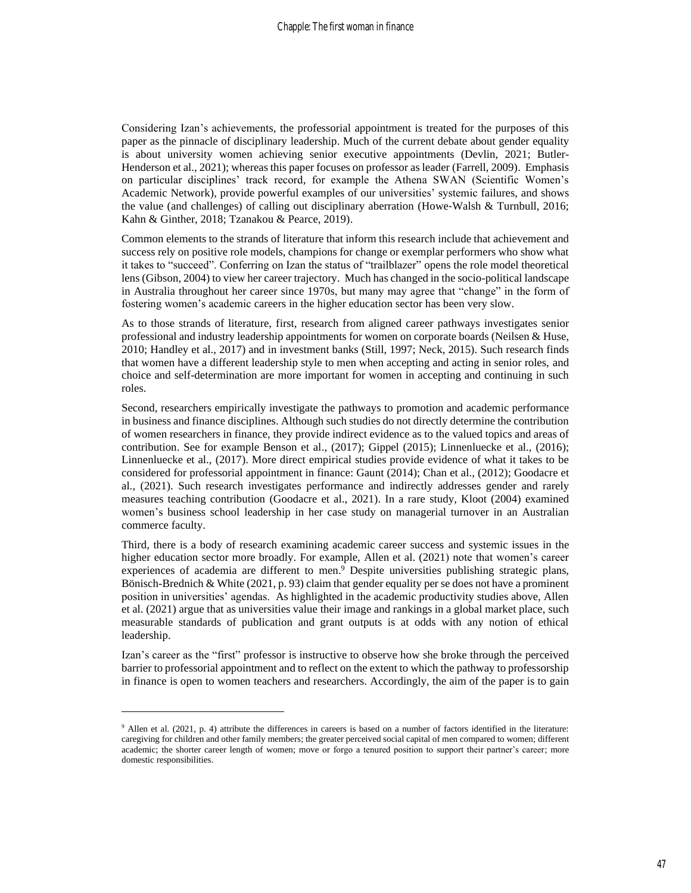Considering Izan's achievements, the professorial appointment is treated for the purposes of this paper as the pinnacle of disciplinary leadership. Much of the current debate about gender equality is about university women achieving senior executive appointments (Devlin, 2021; Butler-Henderson et al., 2021); whereas this paper focuses on professor as leader (Farrell, 2009). Emphasis on particular disciplines' track record, for example the Athena SWAN (Scientific Women's Academic Network), provide powerful examples of our universities' systemic failures, and shows the value (and challenges) of calling out disciplinary aberration (Howe-Walsh & Turnbull, 2016; Kahn & Ginther, 2018; Tzanakou & Pearce, 2019).

Common elements to the strands of literature that inform this research include that achievement and success rely on positive role models, champions for change or exemplar performers who show what it takes to "succeed". Conferring on Izan the status of "trailblazer" opens the role model theoretical lens (Gibson, 2004) to view her career trajectory. Much has changed in the socio-political landscape in Australia throughout her career since 1970s, but many may agree that "change" in the form of fostering women's academic careers in the higher education sector has been very slow.

As to those strands of literature, first, research from aligned career pathways investigates senior professional and industry leadership appointments for women on corporate boards (Neilsen & Huse, 2010; Handley et al., 2017) and in investment banks (Still, 1997; Neck, 2015). Such research finds that women have a different leadership style to men when accepting and acting in senior roles, and choice and self-determination are more important for women in accepting and continuing in such roles.

Second, researchers empirically investigate the pathways to promotion and academic performance in business and finance disciplines. Although such studies do not directly determine the contribution of women researchers in finance, they provide indirect evidence as to the valued topics and areas of contribution. See for example Benson et al., (2017); Gippel (2015); Linnenluecke et al., (2016); Linnenluecke et al., (2017). More direct empirical studies provide evidence of what it takes to be considered for professorial appointment in finance: Gaunt (2014); Chan et al., (2012); Goodacre et al., (2021). Such research investigates performance and indirectly addresses gender and rarely measures teaching contribution (Goodacre et al., 2021). In a rare study, Kloot (2004) examined women's business school leadership in her case study on managerial turnover in an Australian commerce faculty.

Third, there is a body of research examining academic career success and systemic issues in the higher education sector more broadly. For example, Allen et al. (2021) note that women's career experiences of academia are different to men.[9] Despite universities publishing strategic plans, Bönisch-Brednich & White (2021, p. 93) claim that gender equality per se does not have a prominent position in universities' agendas. As highlighted in the academic productivity studies above, Allen et al. (2021) argue that as universities value their image and rankings in a global market place, such measurable standards of publication and grant outputs is at odds with any notion of ethical leadership.

Izan's career as the "first" professor is instructive to observe how she broke through the perceived barrier to professorial appointment and to reflect on the extent to which the pathway to professorship in finance is open to women teachers and researchers. Accordingly, the aim of the paper is to gain

---

[9] Allen et al. (2021, p. 4) attribute the differences in careers is based on a number of factors identified in the literature: caregiving for children and other family members; the greater perceived social capital of men compared to women; different academic; the shorter career length of women; move or forgo a tenured position to support their partner's career; more domestic responsibilities.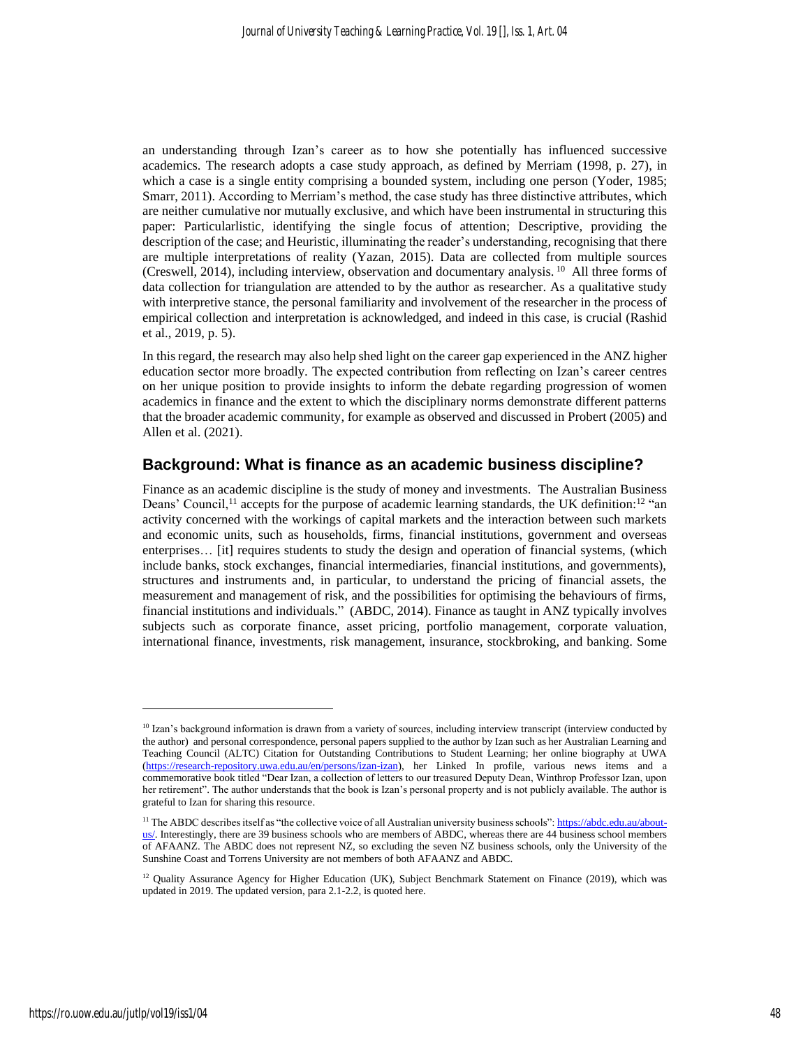an understanding through Izan's career as to how she potentially has influenced successive academics. The research adopts a case study approach, as defined by Merriam (1998, p. 27), in which a case is a single entity comprising a bounded system, including one person (Yoder, 1985; Smarr, 2011). According to Merriam's method, the case study has three distinctive attributes, which are neither cumulative nor mutually exclusive, and which have been instrumental in structuring this paper: Particularistic, identifying the single focus of attention; Descriptive, providing the description of the case; and Heuristic, illuminating the reader's understanding, recognising that there are multiple interpretations of reality (Yazan, 2015). Data are collected from multiple sources (Creswell, 2014), including interview, observation and documentary analysis.[10] All three forms of data collection for triangulation are attended to by the author as researcher. As a qualitative study with interpretive stance, the personal familiarity and involvement of the researcher in the process of empirical collection and interpretation is acknowledged, and indeed in this case, is crucial (Rashid et al., 2019, p. 5).

In this regard, the research may also help shed light on the career gap experienced in the ANZ higher education sector more broadly. The expected contribution from reflecting on Izan's career centres on her unique position to provide insights to inform the debate regarding progression of women academics in finance and the extent to which the disciplinary norms demonstrate different patterns that the broader academic community, for example as observed and discussed in Probert (2005) and Allen et al. (2021).

## Background: What is finance as an academic business discipline?

Finance as an academic discipline is the study of money and investments. The Australian Business Deans' Council,[11] accepts for the purpose of academic learning standards, the UK definition:[12] "an activity concerned with the workings of capital markets and the interaction between such markets and economic units, such as households, firms, financial institutions, government and overseas enterprises… [it] requires students to study the design and operation of financial systems, (which include banks, stock exchanges, financial intermediaries, financial institutions, and governments), structures and instruments and, in particular, to understand the pricing of financial assets, the measurement and management of risk, and the possibilities for optimising the behaviours of firms, financial institutions and individuals." (ABDC, 2014). Finance as taught in ANZ typically involves subjects such as corporate finance, asset pricing, portfolio management, corporate valuation, international finance, investments, risk management, insurance, stockbroking, and banking. Some

---

[10] Izan's background information is drawn from a variety of sources, including interview transcript (interview conducted by the author) and personal correspondence, personal papers supplied to the author by Izan such as her Australian Learning and Teaching Council (ALTC) Citation for Outstanding Contributions to Student Learning; her online biography at UWA (https://research-repository.uwa.edu.au/en/persons/izan-izan), her Linked In profile, various news items and a commemorative book titled "Dear Izan, a collection of letters to our treasured Deputy Dean, Winthrop Professor Izan, upon her retirement". The author understands that the book is Izan's personal property and is not publicly available. The author is grateful to Izan for sharing this resource.

[11] The ABDC describes itself as "the collective voice of all Australian university business schools": https://abdc.edu.au/about-us/. Interestingly, there are 39 business schools who are members of ABDC, whereas there are 44 business school members of AFAANZ. The ABDC does not represent NZ, so excluding the seven NZ business schools, only the University of the Sunshine Coast and Torrens University are not members of both AFAANZ and ABDC.

[12] Quality Assurance Agency for Higher Education (UK), Subject Benchmark Statement on Finance (2019), which was updated in 2019. The updated version, para 2.1-2.2, is quoted here.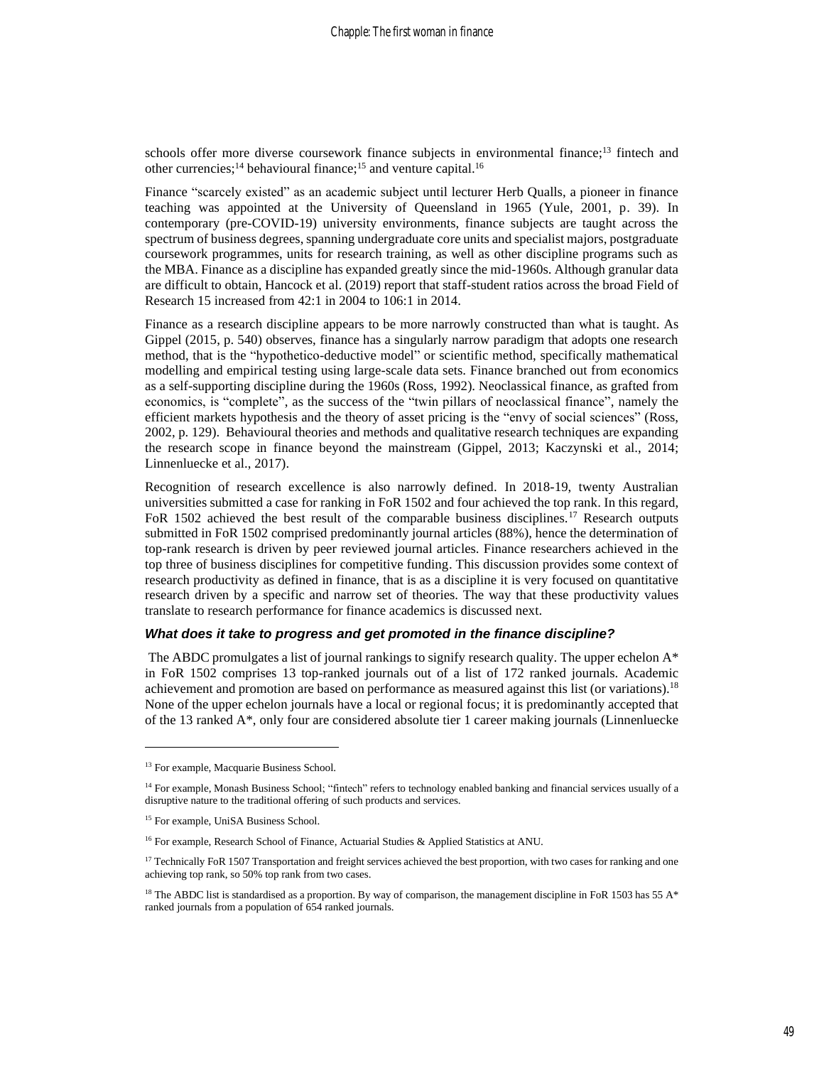schools offer more diverse coursework finance subjects in environmental finance;[13] fintech and other currencies;[14] behavioural finance;[15] and venture capital.[16]

Finance "scarcely existed" as an academic subject until lecturer Herb Qualls, a pioneer in finance teaching was appointed at the University of Queensland in 1965 (Yule, 2001, p. 39). In contemporary (pre-COVID-19) university environments, finance subjects are taught across the spectrum of business degrees, spanning undergraduate core units and specialist majors, postgraduate coursework programmes, units for research training, as well as other discipline programs such as the MBA. Finance as a discipline has expanded greatly since the mid-1960s. Although granular data are difficult to obtain, Hancock et al. (2019) report that staff-student ratios across the broad Field of Research 15 increased from 42:1 in 2004 to 106:1 in 2014.

Finance as a research discipline appears to be more narrowly constructed than what is taught. As Gippel (2015, p. 540) observes, finance has a singularly narrow paradigm that adopts one research method, that is the "hypothetico-deductive model" or scientific method, specifically mathematical modelling and empirical testing using large-scale data sets. Finance branched out from economics as a self-supporting discipline during the 1960s (Ross, 1992). Neoclassical finance, as grafted from economics, is "complete", as the success of the "twin pillars of neoclassical finance", namely the efficient markets hypothesis and the theory of asset pricing is the "envy of social sciences" (Ross, 2002, p. 129). Behavioural theories and methods and qualitative research techniques are expanding the research scope in finance beyond the mainstream (Gippel, 2013; Kaczynski et al., 2014; Linnenluecke et al., 2017).

Recognition of research excellence is also narrowly defined. In 2018-19, twenty Australian universities submitted a case for ranking in FoR 1502 and four achieved the top rank. In this regard, FoR 1502 achieved the best result of the comparable business disciplines.[17] Research outputs submitted in FoR 1502 comprised predominantly journal articles (88%), hence the determination of top-rank research is driven by peer reviewed journal articles. Finance researchers achieved in the top three of business disciplines for competitive funding. This discussion provides some context of research productivity as defined in finance, that is as a discipline it is very focused on quantitative research driven by a specific and narrow set of theories. The way that these productivity values translate to research performance for finance academics is discussed next.

### *What does it take to progress and get promoted in the finance discipline?*

The ABDC promulgates a list of journal rankings to signify research quality. The upper echelon A* in FoR 1502 comprises 13 top-ranked journals out of a list of 172 ranked journals. Academic achievement and promotion are based on performance as measured against this list (or variations).[18] None of the upper echelon journals have a local or regional focus; it is predominantly accepted that of the 13 ranked A*, only four are considered absolute tier 1 career making journals (Linnenluecke

---

[13] For example, Macquarie Business School.

[14] For example, Monash Business School; "fintech" refers to technology enabled banking and financial services usually of a disruptive nature to the traditional offering of such products and services.

[15] For example, UniSA Business School.

[16] For example, Research School of Finance, Actuarial Studies & Applied Statistics at ANU.

[17] Technically FoR 1507 Transportation and freight services achieved the best proportion, with two cases for ranking and one achieving top rank, so 50% top rank from two cases.

[18] The ABDC list is standardised as a proportion. By way of comparison, the management discipline in FoR 1503 has 55 A* ranked journals from a population of 654 ranked journals.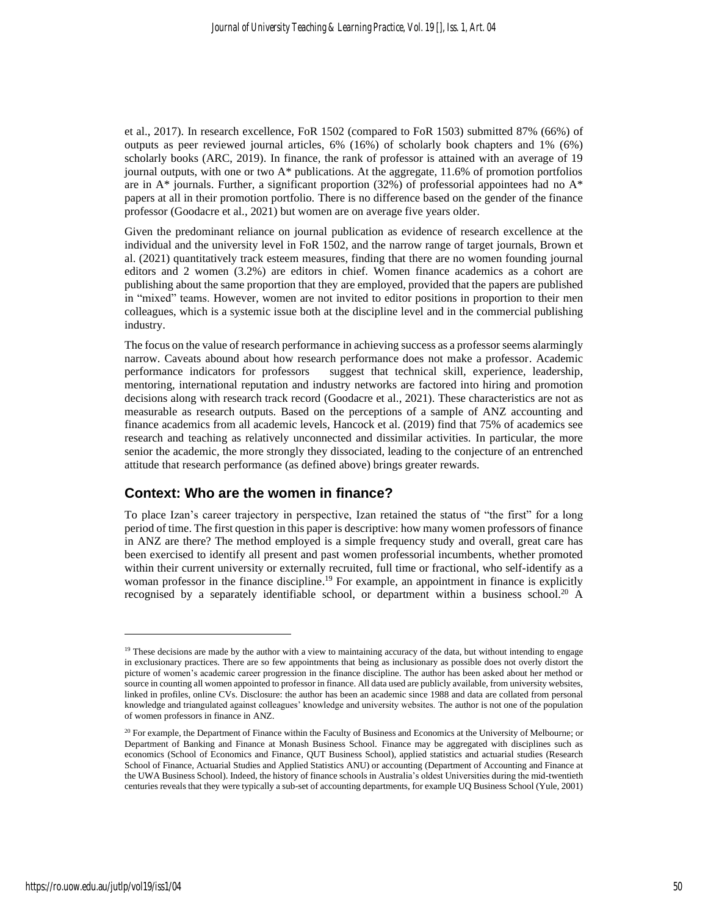et al., 2017). In research excellence, FoR 1502 (compared to FoR 1503) submitted 87% (66%) of outputs as peer reviewed journal articles, 6% (16%) of scholarly book chapters and 1% (6%) scholarly books (ARC, 2019). In finance, the rank of professor is attained with an average of 19 journal outputs, with one or two A* publications. At the aggregate, 11.6% of promotion portfolios are in A* journals. Further, a significant proportion (32%) of professorial appointees had no A* papers at all in their promotion portfolio. There is no difference based on the gender of the finance professor (Goodacre et al., 2021) but women are on average five years older.

Given the predominant reliance on journal publication as evidence of research excellence at the individual and the university level in FoR 1502, and the narrow range of target journals, Brown et al. (2021) quantitatively track esteem measures, finding that there are no women founding journal editors and 2 women (3.2%) are editors in chief. Women finance academics as a cohort are publishing about the same proportion that they are employed, provided that the papers are published in "mixed" teams. However, women are not invited to editor positions in proportion to their men colleagues, which is a systemic issue both at the discipline level and in the commercial publishing industry.

The focus on the value of research performance in achieving success as a professor seems alarmingly narrow. Caveats abound about how research performance does not make a professor. Academic performance indicators for professors suggest that technical skill, experience, leadership, mentoring, international reputation and industry networks are factored into hiring and promotion decisions along with research track record (Goodacre et al., 2021). These characteristics are not as measurable as research outputs. Based on the perceptions of a sample of ANZ accounting and finance academics from all academic levels, Hancock et al. (2019) find that 75% of academics see research and teaching as relatively unconnected and dissimilar activities. In particular, the more senior the academic, the more strongly they dissociated, leading to the conjecture of an entrenched attitude that research performance (as defined above) brings greater rewards.

## Context: Who are the women in finance?

To place Izan's career trajectory in perspective, Izan retained the status of "the first" for a long period of time. The first question in this paper is descriptive: how many women professors of finance in ANZ are there? The method employed is a simple frequency study and overall, great care has been exercised to identify all present and past women professorial incumbents, whether promoted within their current university or externally recruited, full time or fractional, who self-identify as a woman professor in the finance discipline.[19] For example, an appointment in finance is explicitly recognised by a separately identifiable school, or department within a business school.[20] A

---

[19] These decisions are made by the author with a view to maintaining accuracy of the data, but without intending to engage in exclusionary practices. There are so few appointments that being as inclusionary as possible does not overly distort the picture of women's academic career progression in the finance discipline. The author has been asked about her method or source in counting all women appointed to professor in finance. All data used are publicly available, from university websites, linked in profiles, online CVs. Disclosure: the author has been an academic since 1988 and data are collated from personal knowledge and triangulated against colleagues' knowledge and university websites. The author is not one of the population of women professors in finance in ANZ.

[20] For example, the Department of Finance within the Faculty of Business and Economics at the University of Melbourne; or Department of Banking and Finance at Monash Business School. Finance may be aggregated with disciplines such as economics (School of Economics and Finance, QUT Business School), applied statistics and actuarial studies (Research School of Finance, Actuarial Studies and Applied Statistics ANU) or accounting (Department of Accounting and Finance at the UWA Business School). Indeed, the history of finance schools in Australia's oldest Universities during the mid-twentieth centuries reveals that they were typically a sub-set of accounting departments, for example UQ Business School (Yule, 2001)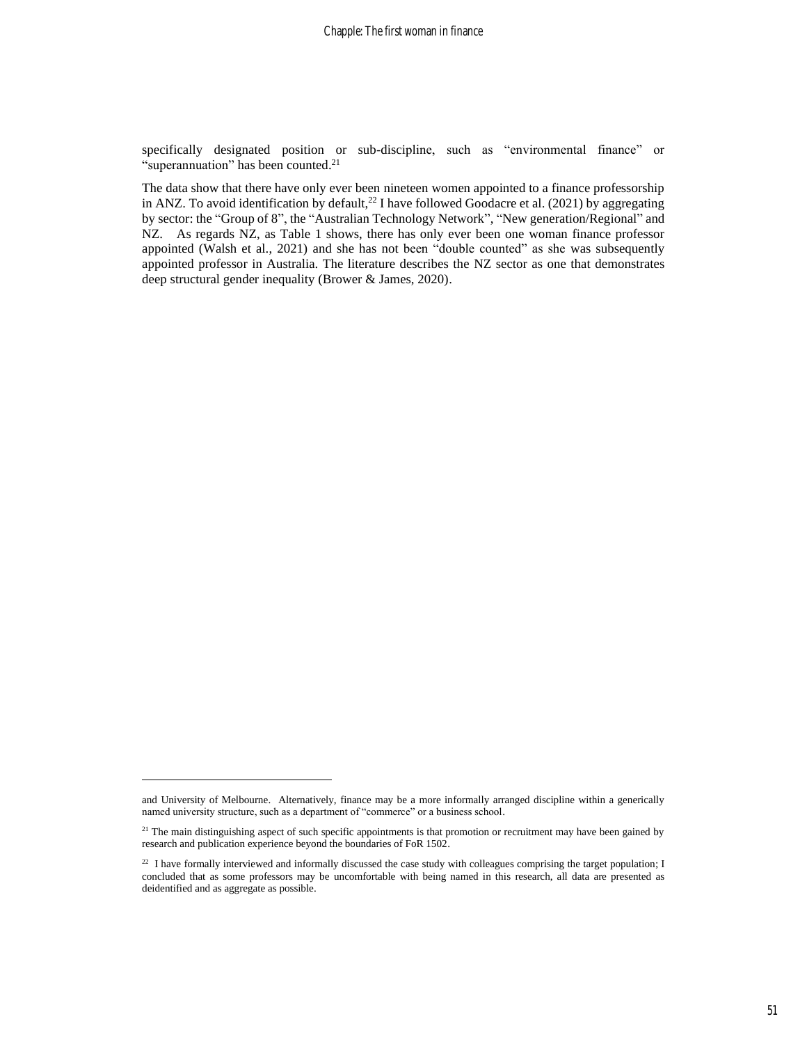specifically designated position or sub-discipline, such as "environmental finance" or "superannuation" has been counted.[21]

The data show that there have only ever been nineteen women appointed to a finance professorship in ANZ. To avoid identification by default,[22] I have followed Goodacre et al. (2021) by aggregating by sector: the "Group of 8", the "Australian Technology Network", "New generation/Regional" and NZ. As regards NZ, as Table 1 shows, there has only ever been one woman finance professor appointed (Walsh et al., 2021) and she has not been "double counted" as she was subsequently appointed professor in Australia. The literature describes the NZ sector as one that demonstrates deep structural gender inequality (Brower & James, 2020).

---

and University of Melbourne. Alternatively, finance may be a more informally arranged discipline within a generically named university structure, such as a department of "commerce" or a business school.

[21] The main distinguishing aspect of such specific appointments is that promotion or recruitment may have been gained by research and publication experience beyond the boundaries of FoR 1502.

[22] I have formally interviewed and informally discussed the case study with colleagues comprising the target population; I concluded that as some professors may be uncomfortable with being named in this research, all data are presented as deidentified and as aggregate as possible.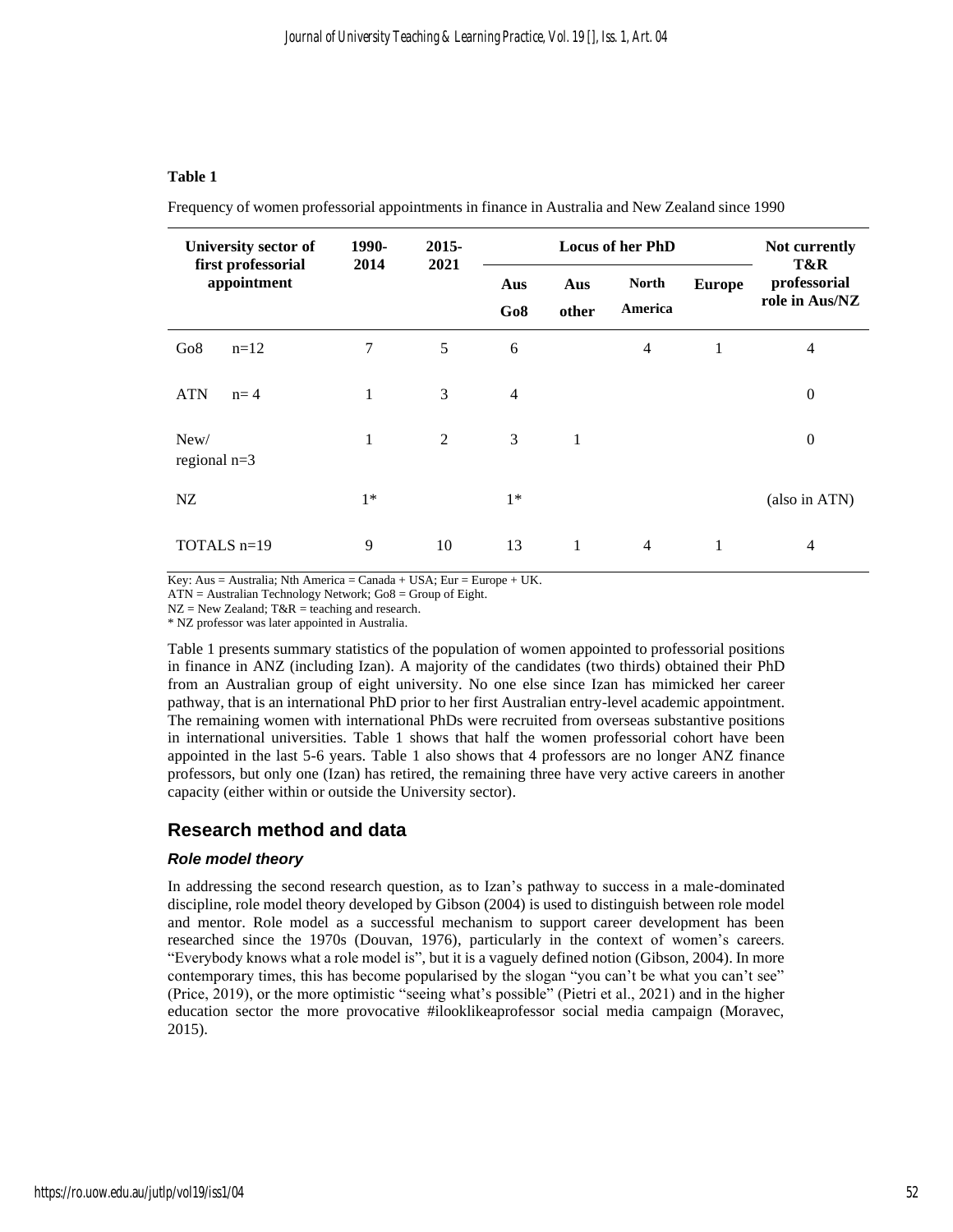**Table 1**

Frequency of women professorial appointments in finance in Australia and New Zealand since 1990

| University sector of first professorial appointment | 1990-2014 | 2015-2021 | Locus of her PhD | | | | Not currently T&R professorial role in Aus/NZ |
|---|---|---|---|---|---|---|---|
| | | | Aus Go8 | Aus other | North America | Europe | |
| Go8 n=12 | 7 | 5 | 6 | | 4 | 1 | 4 |
| ATN n= 4 | 1 | 3 | 4 | | | | 0 |
| New/ regional n=3 | 1 | 2 | 3 | 1 | | | 0 |
| NZ | 1* | | 1* | | | | (also in ATN) |
| TOTALS n=19 | 9 | 10 | 13 | 1 | 4 | 1 | 4 |

Key: Aus = Australia; Nth America = Canada + USA; Eur = Europe + UK.
ATN = Australian Technology Network; Go8 = Group of Eight.
NZ = New Zealand; T&R = teaching and research.
* NZ professor was later appointed in Australia.

Table 1 presents summary statistics of the population of women appointed to professorial positions in finance in ANZ (including Izan). A majority of the candidates (two thirds) obtained their PhD from an Australian group of eight university. No one else since Izan has mimicked her career pathway, that is an international PhD prior to her first Australian entry-level academic appointment. The remaining women with international PhDs were recruited from overseas substantive positions in international universities. Table 1 shows that half the women professorial cohort have been appointed in the last 5-6 years. Table 1 also shows that 4 professors are no longer ANZ finance professors, but only one (Izan) has retired, the remaining three have very active careers in another capacity (either within or outside the University sector).

## Research method and data

### *Role model theory*

In addressing the second research question, as to Izan's pathway to success in a male-dominated discipline, role model theory developed by Gibson (2004) is used to distinguish between role model and mentor. Role model as a successful mechanism to support career development has been researched since the 1970s (Douvan, 1976), particularly in the context of women's careers. "Everybody knows what a role model is", but it is a vaguely defined notion (Gibson, 2004). In more contemporary times, this has become popularised by the slogan "you can't be what you can't see" (Price, 2019), or the more optimistic "seeing what's possible" (Pietri et al., 2021) and in the higher education sector the more provocative #ilooklikeaprofessor social media campaign (Moravec, 2015).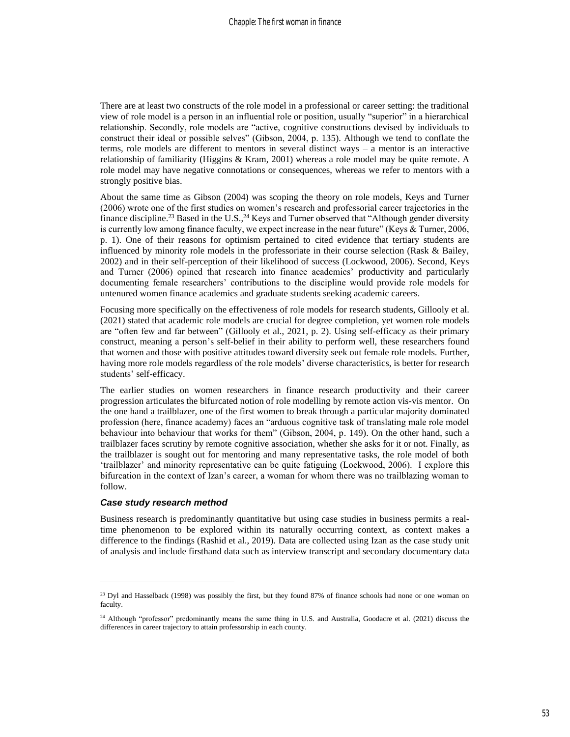There are at least two constructs of the role model in a professional or career setting: the traditional view of role model is a person in an influential role or position, usually "superior" in a hierarchical relationship. Secondly, role models are "active, cognitive constructions devised by individuals to construct their ideal or possible selves" (Gibson, 2004, p. 135). Although we tend to conflate the terms, role models are different to mentors in several distinct ways – a mentor is an interactive relationship of familiarity (Higgins & Kram, 2001) whereas a role model may be quite remote. A role model may have negative connotations or consequences, whereas we refer to mentors with a strongly positive bias.

About the same time as Gibson (2004) was scoping the theory on role models, Keys and Turner (2006) wrote one of the first studies on women's research and professorial career trajectories in the finance discipline.[23] Based in the U.S.,[24] Keys and Turner observed that "Although gender diversity is currently low among finance faculty, we expect increase in the near future" (Keys & Turner, 2006, p. 1). One of their reasons for optimism pertained to cited evidence that tertiary students are influenced by minority role models in the professoriate in their course selection (Rask & Bailey, 2002) and in their self-perception of their likelihood of success (Lockwood, 2006). Second, Keys and Turner (2006) opined that research into finance academics' productivity and particularly documenting female researchers' contributions to the discipline would provide role models for untenured women finance academics and graduate students seeking academic careers.

Focusing more specifically on the effectiveness of role models for research students, Gillooly et al. (2021) stated that academic role models are crucial for degree completion, yet women role models are "often few and far between" (Gillooly et al., 2021, p. 2). Using self-efficacy as their primary construct, meaning a person's self-belief in their ability to perform well, these researchers found that women and those with positive attitudes toward diversity seek out female role models. Further, having more role models regardless of the role models' diverse characteristics, is better for research students' self-efficacy.

The earlier studies on women researchers in finance research productivity and their career progression articulates the bifurcated notion of role modelling by remote action vis-vis mentor. On the one hand a trailblazer, one of the first women to break through a particular majority dominated profession (here, finance academy) faces an "arduous cognitive task of translating male role model behaviour into behaviour that works for them" (Gibson, 2004, p. 149). On the other hand, such a trailblazer faces scrutiny by remote cognitive association, whether she asks for it or not. Finally, as the trailblazer is sought out for mentoring and many representative tasks, the role model of both 'trailblazer' and minority representative can be quite fatiguing (Lockwood, 2006). I explore this bifurcation in the context of Izan's career, a woman for whom there was no trailblazing woman to follow.

### *Case study research method*

Business research is predominantly quantitative but using case studies in business permits a real-time phenomenon to be explored within its naturally occurring context, as context makes a difference to the findings (Rashid et al., 2019). Data are collected using Izan as the case study unit of analysis and include firsthand data such as interview transcript and secondary documentary data

---

[23] Dyl and Hasselback (1998) was possibly the first, but they found 87% of finance schools had none or one woman on faculty.

[24] Although "professor" predominantly means the same thing in U.S. and Australia, Goodacre et al. (2021) discuss the differences in career trajectory to attain professorship in each county.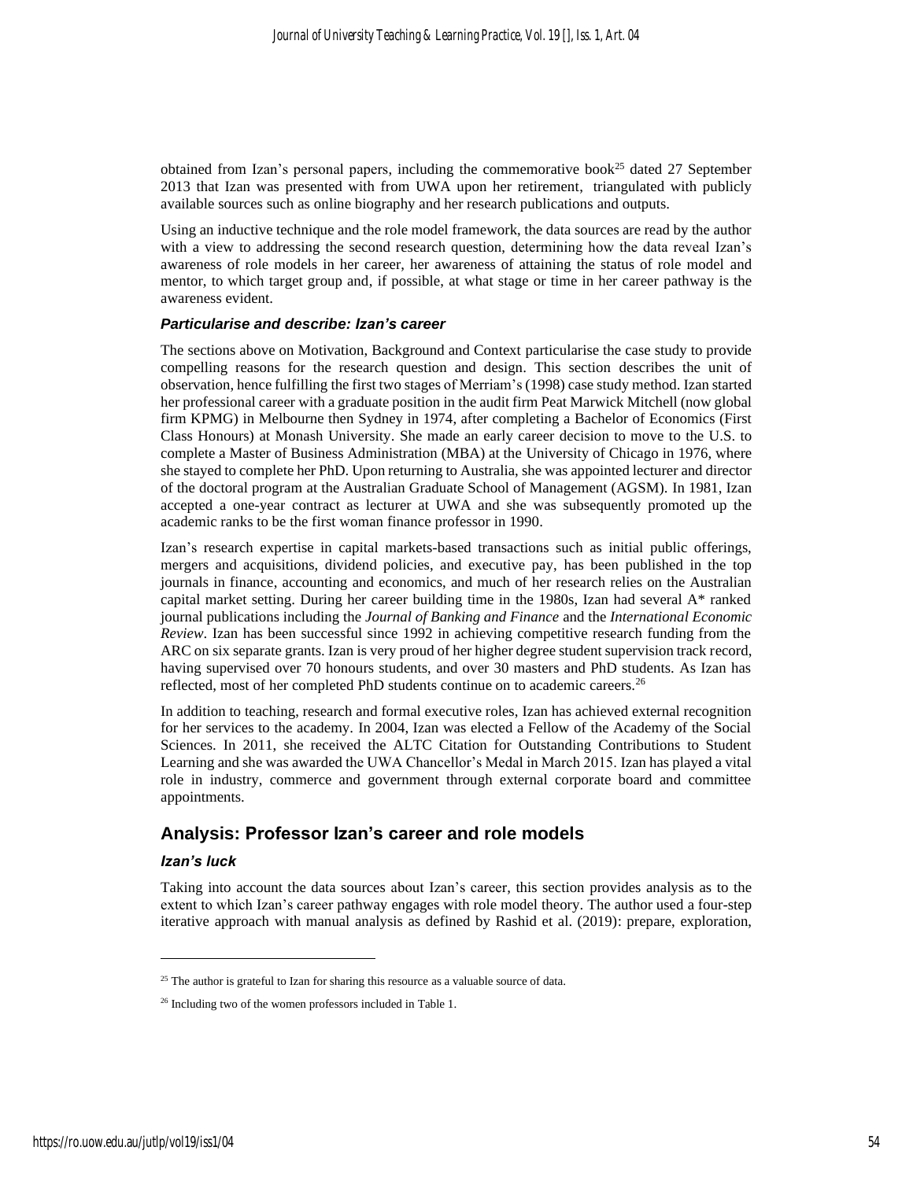obtained from Izan's personal papers, including the commemorative book[25] dated 27 September 2013 that Izan was presented with from UWA upon her retirement, triangulated with publicly available sources such as online biography and her research publications and outputs.

Using an inductive technique and the role model framework, the data sources are read by the author with a view to addressing the second research question, determining how the data reveal Izan's awareness of role models in her career, her awareness of attaining the status of role model and mentor, to which target group and, if possible, at what stage or time in her career pathway is the awareness evident.

### *Particularise and describe: Izan's career*

The sections above on Motivation, Background and Context particularise the case study to provide compelling reasons for the research question and design. This section describes the unit of observation, hence fulfilling the first two stages of Merriam's (1998) case study method. Izan started her professional career with a graduate position in the audit firm Peat Marwick Mitchell (now global firm KPMG) in Melbourne then Sydney in 1974, after completing a Bachelor of Economics (First Class Honours) at Monash University. She made an early career decision to move to the U.S. to complete a Master of Business Administration (MBA) at the University of Chicago in 1976, where she stayed to complete her PhD. Upon returning to Australia, she was appointed lecturer and director of the doctoral program at the Australian Graduate School of Management (AGSM). In 1981, Izan accepted a one-year contract as lecturer at UWA and she was subsequently promoted up the academic ranks to be the first woman finance professor in 1990.

Izan's research expertise in capital markets-based transactions such as initial public offerings, mergers and acquisitions, dividend policies, and executive pay, has been published in the top journals in finance, accounting and economics, and much of her research relies on the Australian capital market setting. During her career building time in the 1980s, Izan had several A* ranked journal publications including the *Journal of Banking and Finance* and the *International Economic Review*. Izan has been successful since 1992 in achieving competitive research funding from the ARC on six separate grants. Izan is very proud of her higher degree student supervision track record, having supervised over 70 honours students, and over 30 masters and PhD students. As Izan has reflected, most of her completed PhD students continue on to academic careers.[26]

In addition to teaching, research and formal executive roles, Izan has achieved external recognition for her services to the academy. In 2004, Izan was elected a Fellow of the Academy of the Social Sciences. In 2011, she received the ALTC Citation for Outstanding Contributions to Student Learning and she was awarded the UWA Chancellor's Medal in March 2015. Izan has played a vital role in industry, commerce and government through external corporate board and committee appointments.

## Analysis: Professor Izan's career and role models

### *Izan's luck*

Taking into account the data sources about Izan's career, this section provides analysis as to the extent to which Izan's career pathway engages with role model theory. The author used a four-step iterative approach with manual analysis as defined by Rashid et al. (2019): prepare, exploration,

---

[25] The author is grateful to Izan for sharing this resource as a valuable source of data.

[26] Including two of the women professors included in Table 1.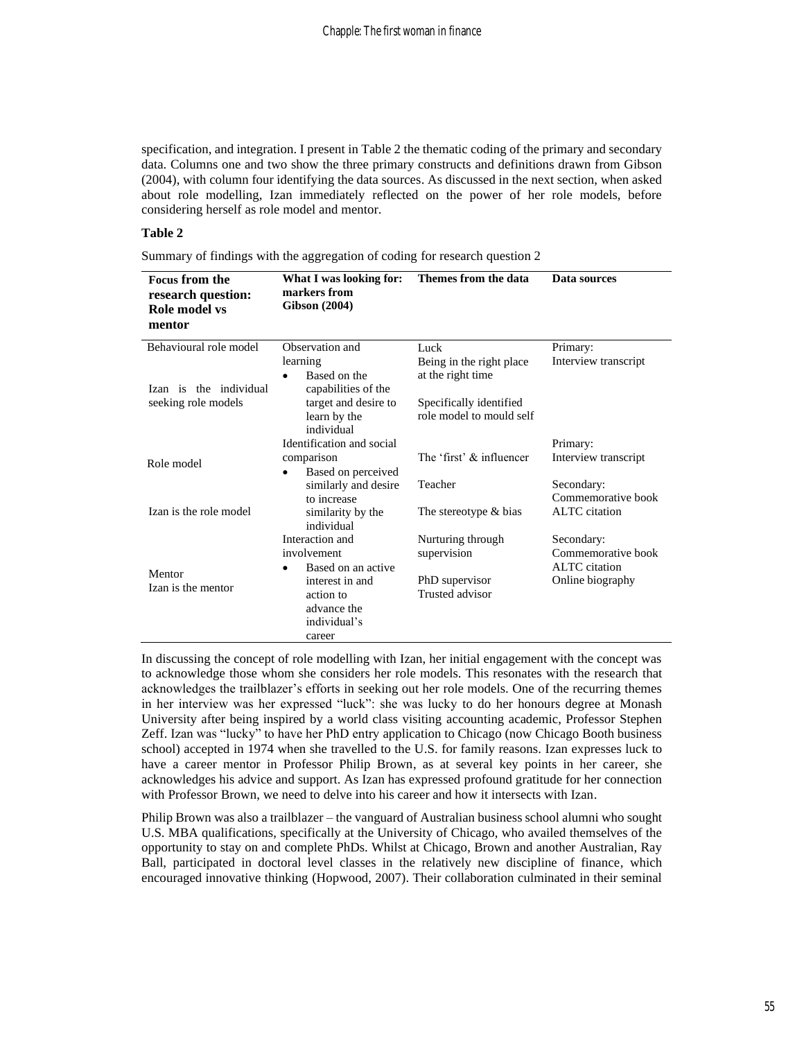specification, and integration. I present in Table 2 the thematic coding of the primary and secondary data. Columns one and two show the three primary constructs and definitions drawn from Gibson (2004), with column four identifying the data sources. As discussed in the next section, when asked about role modelling, Izan immediately reflected on the power of her role models, before considering herself as role model and mentor.

**Table 2**

Summary of findings with the aggregation of coding for research question 2

| **Focus from the research question: Role model vs mentor** | **What I was looking for: markers from Gibson (2004)** | **Themes from the data** | **Data sources** |
|---|---|---|---|
| Behavioural role model<br><br>Izan is the individual seeking role models | Observation and learning<br>• Based on the capabilities of the target and desire to learn by the individual | Luck<br>Being in the right place at the right time<br><br>Specifically identified role model to mould self | Primary:<br>Interview transcript |
| Role model<br><br>Izan is the role model | Identification and social comparison<br>• Based on perceived similarly and desire to increase similarity by the individual | The 'first' & influencer<br><br>Teacher<br><br>The stereotype & bias | Primary:<br>Interview transcript<br><br>Secondary:<br>Commemorative book<br>ALTC citation |
| Mentor<br>Izan is the mentor | Interaction and involvement<br>• Based on an active interest in and action to advance the individual's career | Nurturing through supervision<br><br>PhD supervisor<br>Trusted advisor | Secondary:<br>Commemorative book<br>ALTC citation<br>Online biography |

In discussing the concept of role modelling with Izan, her initial engagement with the concept was to acknowledge those whom she considers her role models. This resonates with the research that acknowledges the trailblazer's efforts in seeking out her role models. One of the recurring themes in her interview was her expressed "luck": she was lucky to do her honours degree at Monash University after being inspired by a world class visiting accounting academic, Professor Stephen Zeff. Izan was "lucky" to have her PhD entry application to Chicago (now Chicago Booth business school) accepted in 1974 when she travelled to the U.S. for family reasons. Izan expresses luck to have a career mentor in Professor Philip Brown, as at several key points in her career, she acknowledges his advice and support. As Izan has expressed profound gratitude for her connection with Professor Brown, we need to delve into his career and how it intersects with Izan.

Philip Brown was also a trailblazer – the vanguard of Australian business school alumni who sought U.S. MBA qualifications, specifically at the University of Chicago, who availed themselves of the opportunity to stay on and complete PhDs. Whilst at Chicago, Brown and another Australian, Ray Ball, participated in doctoral level classes in the relatively new discipline of finance, which encouraged innovative thinking (Hopwood, 2007). Their collaboration culminated in their seminal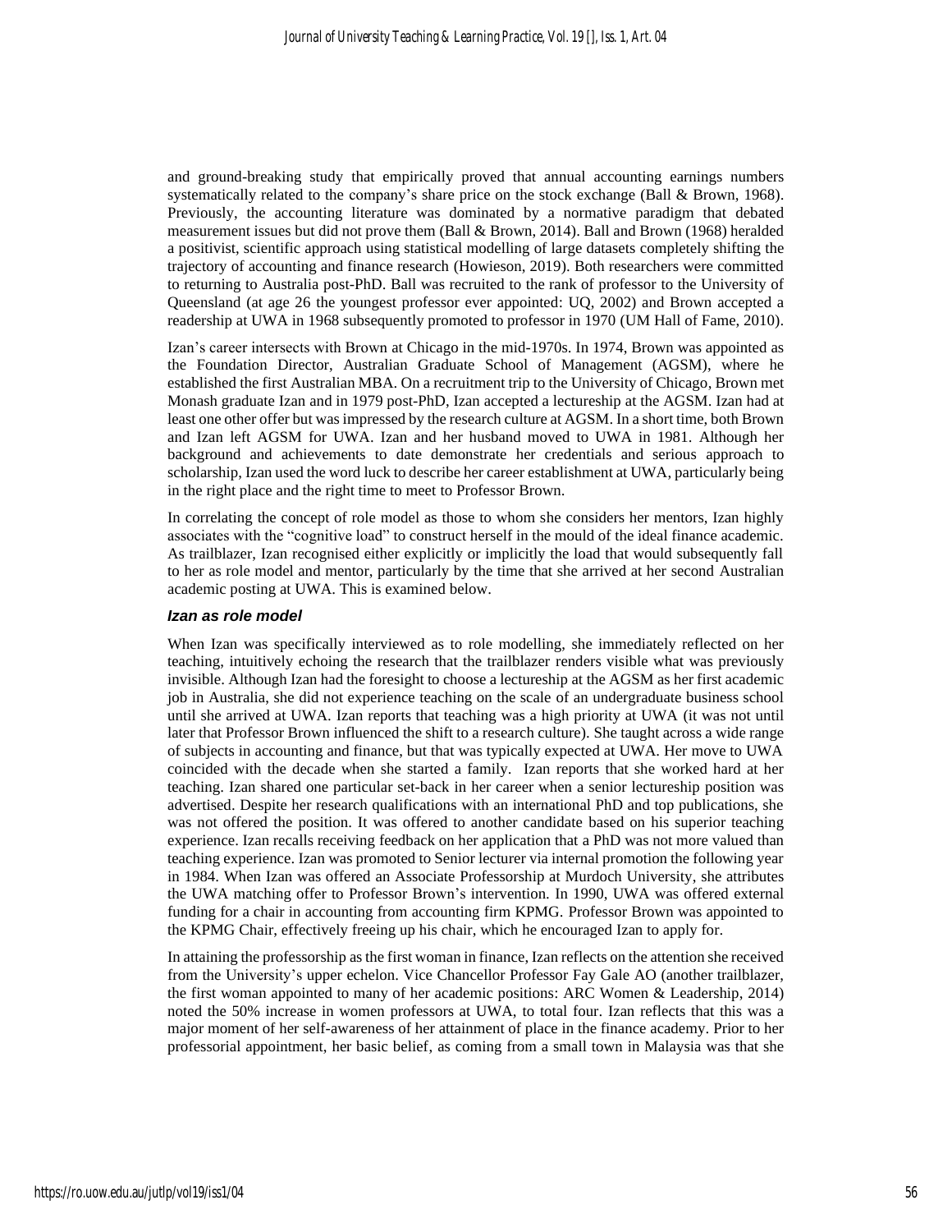and ground-breaking study that empirically proved that annual accounting earnings numbers systematically related to the company's share price on the stock exchange (Ball & Brown, 1968). Previously, the accounting literature was dominated by a normative paradigm that debated measurement issues but did not prove them (Ball & Brown, 2014). Ball and Brown (1968) heralded a positivist, scientific approach using statistical modelling of large datasets completely shifting the trajectory of accounting and finance research (Howieson, 2019). Both researchers were committed to returning to Australia post-PhD. Ball was recruited to the rank of professor to the University of Queensland (at age 26 the youngest professor ever appointed: UQ, 2002) and Brown accepted a readership at UWA in 1968 subsequently promoted to professor in 1970 (UM Hall of Fame, 2010).

Izan's career intersects with Brown at Chicago in the mid-1970s. In 1974, Brown was appointed as the Foundation Director, Australian Graduate School of Management (AGSM), where he established the first Australian MBA. On a recruitment trip to the University of Chicago, Brown met Monash graduate Izan and in 1979 post-PhD, Izan accepted a lectureship at the AGSM. Izan had at least one other offer but was impressed by the research culture at AGSM. In a short time, both Brown and Izan left AGSM for UWA. Izan and her husband moved to UWA in 1981. Although her background and achievements to date demonstrate her credentials and serious approach to scholarship, Izan used the word luck to describe her career establishment at UWA, particularly being in the right place and the right time to meet to Professor Brown.

In correlating the concept of role model as those to whom she considers her mentors, Izan highly associates with the "cognitive load" to construct herself in the mould of the ideal finance academic. As trailblazer, Izan recognised either explicitly or implicitly the load that would subsequently fall to her as role model and mentor, particularly by the time that she arrived at her second Australian academic posting at UWA. This is examined below.

### *Izan as role model*

When Izan was specifically interviewed as to role modelling, she immediately reflected on her teaching, intuitively echoing the research that the trailblazer renders visible what was previously invisible. Although Izan had the foresight to choose a lectureship at the AGSM as her first academic job in Australia, she did not experience teaching on the scale of an undergraduate business school until she arrived at UWA. Izan reports that teaching was a high priority at UWA (it was not until later that Professor Brown influenced the shift to a research culture). She taught across a wide range of subjects in accounting and finance, but that was typically expected at UWA. Her move to UWA coincided with the decade when she started a family. Izan reports that she worked hard at her teaching. Izan shared one particular set-back in her career when a senior lectureship position was advertised. Despite her research qualifications with an international PhD and top publications, she was not offered the position. It was offered to another candidate based on his superior teaching experience. Izan recalls receiving feedback on her application that a PhD was not more valued than teaching experience. Izan was promoted to Senior lecturer via internal promotion the following year in 1984. When Izan was offered an Associate Professorship at Murdoch University, she attributes the UWA matching offer to Professor Brown's intervention. In 1990, UWA was offered external funding for a chair in accounting from accounting firm KPMG. Professor Brown was appointed to the KPMG Chair, effectively freeing up his chair, which he encouraged Izan to apply for.

In attaining the professorship as the first woman in finance, Izan reflects on the attention she received from the University's upper echelon. Vice Chancellor Professor Fay Gale AO (another trailblazer, the first woman appointed to many of her academic positions: ARC Women & Leadership, 2014) noted the 50% increase in women professors at UWA, to total four. Izan reflects that this was a major moment of her self-awareness of her attainment of place in the finance academy. Prior to her professorial appointment, her basic belief, as coming from a small town in Malaysia was that she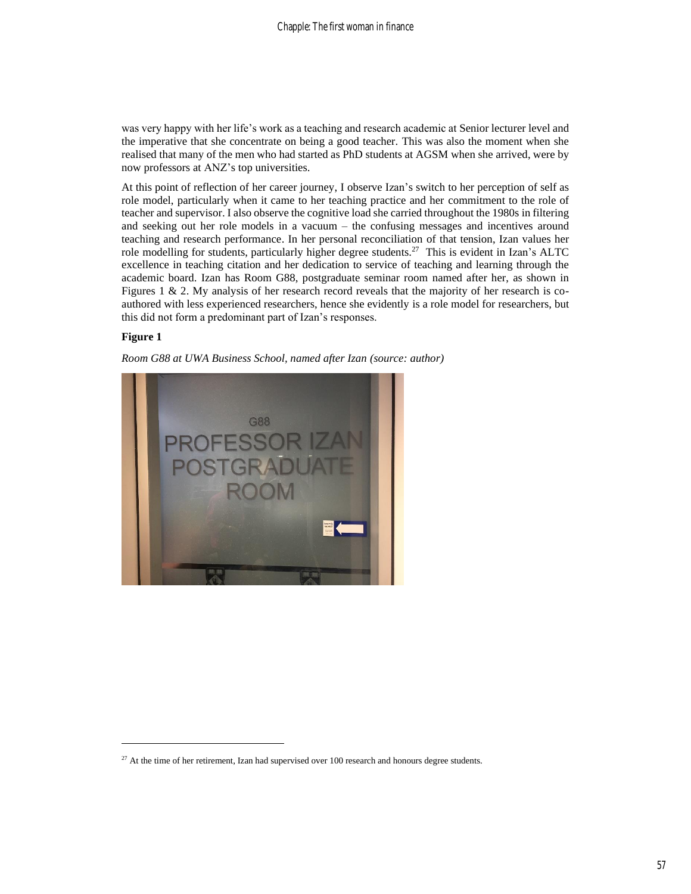was very happy with her life's work as a teaching and research academic at Senior lecturer level and the imperative that she concentrate on being a good teacher. This was also the moment when she realised that many of the men who had started as PhD students at AGSM when she arrived, were by now professors at ANZ's top universities.

At this point of reflection of her career journey, I observe Izan's switch to her perception of self as role model, particularly when it came to her teaching practice and her commitment to the role of teacher and supervisor. I also observe the cognitive load she carried throughout the 1980s in filtering and seeking out her role models in a vacuum – the confusing messages and incentives around teaching and research performance. In her personal reconciliation of that tension, Izan values her role modelling for students, particularly higher degree students.[27] This is evident in Izan's ALTC excellence in teaching citation and her dedication to service of teaching and learning through the academic board. Izan has Room G88, postgraduate seminar room named after her, as shown in Figures 1 & 2. My analysis of her research record reveals that the majority of her research is co-authored with less experienced researchers, hence she evidently is a role model for researchers, but this did not form a predominant part of Izan's responses.

**Figure 1**

*Room G88 at UWA Business School, named after Izan (source: author)*

[27] At the time of her retirement, Izan had supervised over 100 research and honours degree students.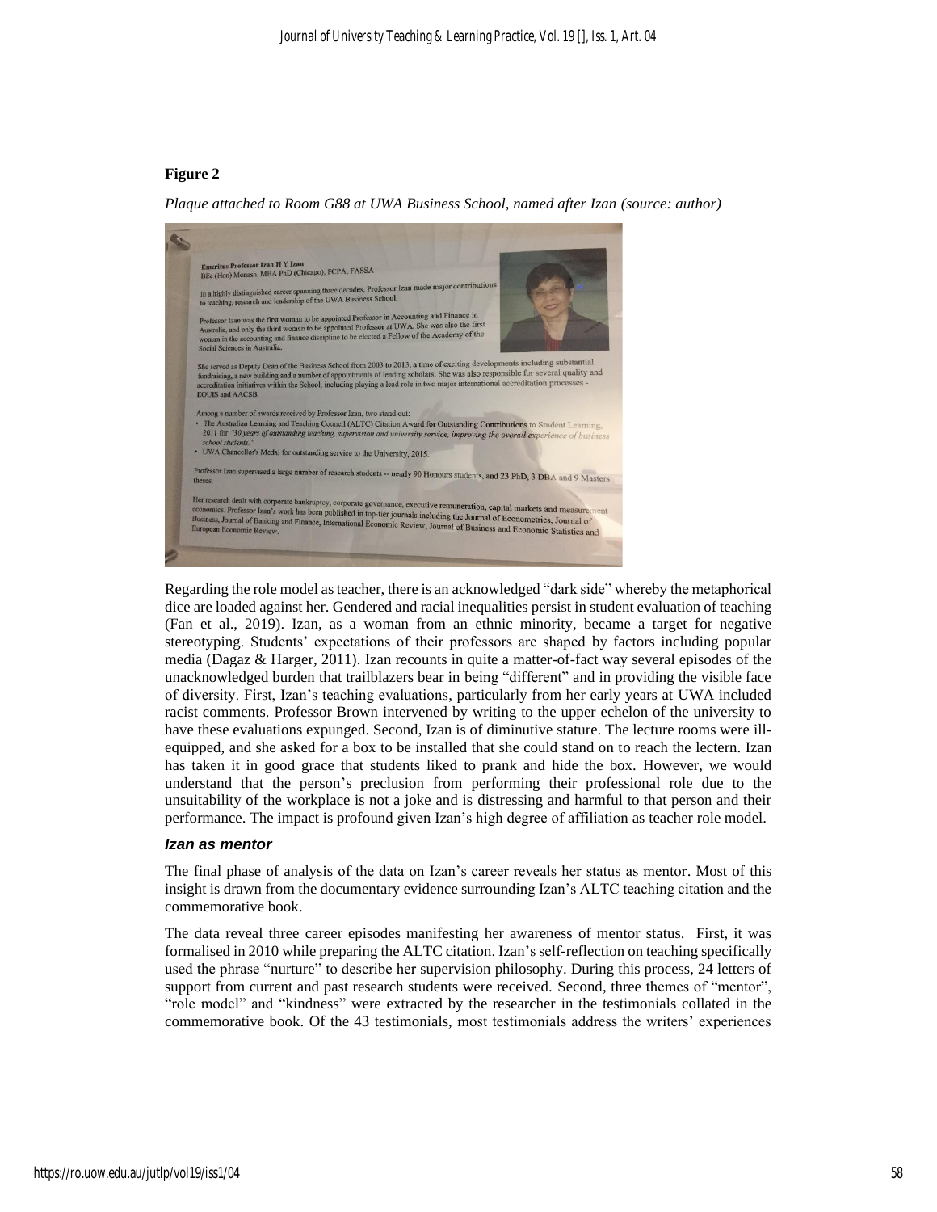**Figure 2**

*Plaque attached to Room G88 at UWA Business School, named after Izan (source: author)*

Regarding the role model as teacher, there is an acknowledged "dark side" whereby the metaphorical dice are loaded against her. Gendered and racial inequalities persist in student evaluation of teaching (Fan et al., 2019). Izan, as a woman from an ethnic minority, became a target for negative stereotyping. Students' expectations of their professors are shaped by factors including popular media (Dagaz & Harger, 2011). Izan recounts in quite a matter-of-fact way several episodes of the unacknowledged burden that trailblazers bear in being "different" and in providing the visible face of diversity. First, Izan's teaching evaluations, particularly from her early years at UWA included racist comments. Professor Brown intervened by writing to the upper echelon of the university to have these evaluations expunged. Second, Izan is of diminutive stature. The lecture rooms were ill-equipped, and she asked for a box to be installed that she could stand on to reach the lectern. Izan has taken it in good grace that students liked to prank and hide the box. However, we would understand that the person's preclusion from performing their professional role due to the unsuitability of the workplace is not a joke and is distressing and harmful to that person and their performance. The impact is profound given Izan's high degree of affiliation as teacher role model.

### *Izan as mentor*

The final phase of analysis of the data on Izan's career reveals her status as mentor. Most of this insight is drawn from the documentary evidence surrounding Izan's ALTC teaching citation and the commemorative book.

The data reveal three career episodes manifesting her awareness of mentor status. First, it was formalised in 2010 while preparing the ALTC citation. Izan's self-reflection on teaching specifically used the phrase "nurture" to describe her supervision philosophy. During this process, 24 letters of support from current and past research students were received. Second, three themes of "mentor", "role model" and "kindness" were extracted by the researcher in the testimonials collated in the commemorative book. Of the 43 testimonials, most testimonials address the writers' experiences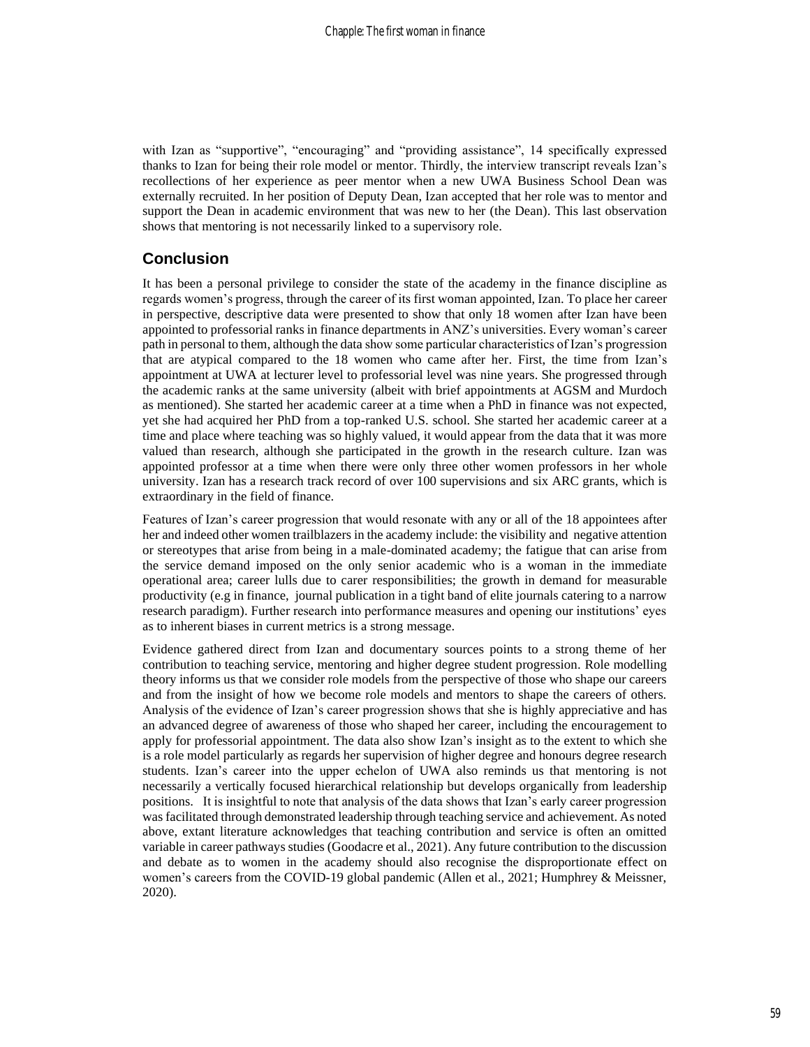with Izan as "supportive", "encouraging" and "providing assistance", 14 specifically expressed thanks to Izan for being their role model or mentor. Thirdly, the interview transcript reveals Izan's recollections of her experience as peer mentor when a new UWA Business School Dean was externally recruited. In her position of Deputy Dean, Izan accepted that her role was to mentor and support the Dean in academic environment that was new to her (the Dean). This last observation shows that mentoring is not necessarily linked to a supervisory role.

## Conclusion

It has been a personal privilege to consider the state of the academy in the finance discipline as regards women's progress, through the career of its first woman appointed, Izan. To place her career in perspective, descriptive data were presented to show that only 18 women after Izan have been appointed to professorial ranks in finance departments in ANZ's universities. Every woman's career path in personal to them, although the data show some particular characteristics of Izan's progression that are atypical compared to the 18 women who came after her. First, the time from Izan's appointment at UWA at lecturer level to professorial level was nine years. She progressed through the academic ranks at the same university (albeit with brief appointments at AGSM and Murdoch as mentioned). She started her academic career at a time when a PhD in finance was not expected, yet she had acquired her PhD from a top-ranked U.S. school. She started her academic career at a time and place where teaching was so highly valued, it would appear from the data that it was more valued than research, although she participated in the growth in the research culture. Izan was appointed professor at a time when there were only three other women professors in her whole university. Izan has a research track record of over 100 supervisions and six ARC grants, which is extraordinary in the field of finance.

Features of Izan's career progression that would resonate with any or all of the 18 appointees after her and indeed other women trailblazers in the academy include: the visibility and negative attention or stereotypes that arise from being in a male-dominated academy; the fatigue that can arise from the service demand imposed on the only senior academic who is a woman in the immediate operational area; career lulls due to carer responsibilities; the growth in demand for measurable productivity (e.g in finance, journal publication in a tight band of elite journals catering to a narrow research paradigm). Further research into performance measures and opening our institutions' eyes as to inherent biases in current metrics is a strong message.

Evidence gathered direct from Izan and documentary sources points to a strong theme of her contribution to teaching service, mentoring and higher degree student progression. Role modelling theory informs us that we consider role models from the perspective of those who shape our careers and from the insight of how we become role models and mentors to shape the careers of others. Analysis of the evidence of Izan's career progression shows that she is highly appreciative and has an advanced degree of awareness of those who shaped her career, including the encouragement to apply for professorial appointment. The data also show Izan's insight as to the extent to which she is a role model particularly as regards her supervision of higher degree and honours degree research students. Izan's career into the upper echelon of UWA also reminds us that mentoring is not necessarily a vertically focused hierarchical relationship but develops organically from leadership positions. It is insightful to note that analysis of the data shows that Izan's early career progression was facilitated through demonstrated leadership through teaching service and achievement. As noted above, extant literature acknowledges that teaching contribution and service is often an omitted variable in career pathways studies (Goodacre et al., 2021). Any future contribution to the discussion and debate as to women in the academy should also recognise the disproportionate effect on women's careers from the COVID-19 global pandemic (Allen et al., 2021; Humphrey & Meissner, 2020).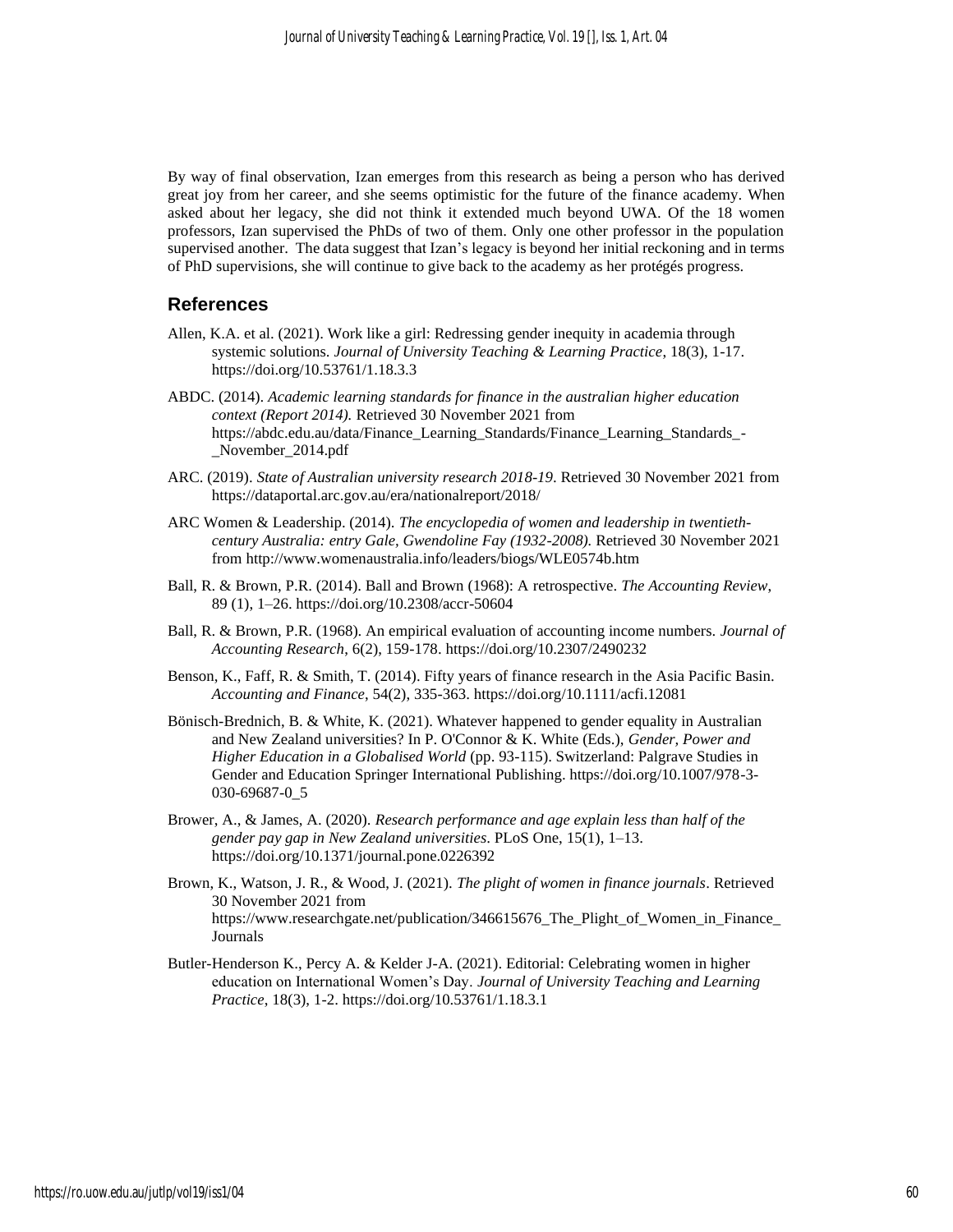By way of final observation, Izan emerges from this research as being a person who has derived great joy from her career, and she seems optimistic for the future of the finance academy. When asked about her legacy, she did not think it extended much beyond UWA. Of the 18 women professors, Izan supervised the PhDs of two of them. Only one other professor in the population supervised another. The data suggest that Izan's legacy is beyond her initial reckoning and in terms of PhD supervisions, she will continue to give back to the academy as her protégés progress.

## References

Allen, K.A. et al. (2021). Work like a girl: Redressing gender inequity in academia through systemic solutions. *Journal of University Teaching & Learning Practice*, 18(3), 1-17. https://doi.org/10.53761/1.18.3.3

ABDC. (2014). *Academic learning standards for finance in the australian higher education context (Report 2014).* Retrieved 30 November 2021 from https://abdc.edu.au/data/Finance_Learning_Standards/Finance_Learning_Standards_-_November_2014.pdf

ARC. (2019). *State of Australian university research 2018-19*. Retrieved 30 November 2021 from https://dataportal.arc.gov.au/era/nationalreport/2018/

ARC Women & Leadership. (2014). *The encyclopedia of women and leadership in twentieth-century Australia: entry Gale, Gwendoline Fay (1932-2008).* Retrieved 30 November 2021 from http://www.womenaustralia.info/leaders/biogs/WLE0574b.htm

Ball, R. & Brown, P.R. (2014). Ball and Brown (1968): A retrospective. *The Accounting Review*, 89 (1), 1–26. https://doi.org/10.2308/accr-50604

Ball, R. & Brown, P.R. (1968). An empirical evaluation of accounting income numbers. *Journal of Accounting Research*, 6(2), 159-178. https://doi.org/10.2307/2490232

Benson, K., Faff, R. & Smith, T. (2014). Fifty years of finance research in the Asia Pacific Basin. *Accounting and Finance*, 54(2), 335-363. https://doi.org/10.1111/acfi.12081

Bönisch-Brednich, B. & White, K. (2021). Whatever happened to gender equality in Australian and New Zealand universities? In P. O'Connor & K. White (Eds.), *Gender, Power and Higher Education in a Globalised World* (pp. 93-115). Switzerland: Palgrave Studies in Gender and Education Springer International Publishing. https://doi.org/10.1007/978-3-030-69687-0_5

Brower, A., & James, A. (2020). *Research performance and age explain less than half of the gender pay gap in New Zealand universities*. PLoS One, 15(1), 1–13. https://doi.org/10.1371/journal.pone.0226392

Brown, K., Watson, J. R., & Wood, J. (2021). *The plight of women in finance journals*. Retrieved 30 November 2021 from https://www.researchgate.net/publication/346615676_The_Plight_of_Women_in_Finance_Journals

Butler-Henderson K., Percy A. & Kelder J-A. (2021). Editorial: Celebrating women in higher education on International Women's Day. *Journal of University Teaching and Learning Practice*, 18(3), 1-2. https://doi.org/10.53761/1.18.3.1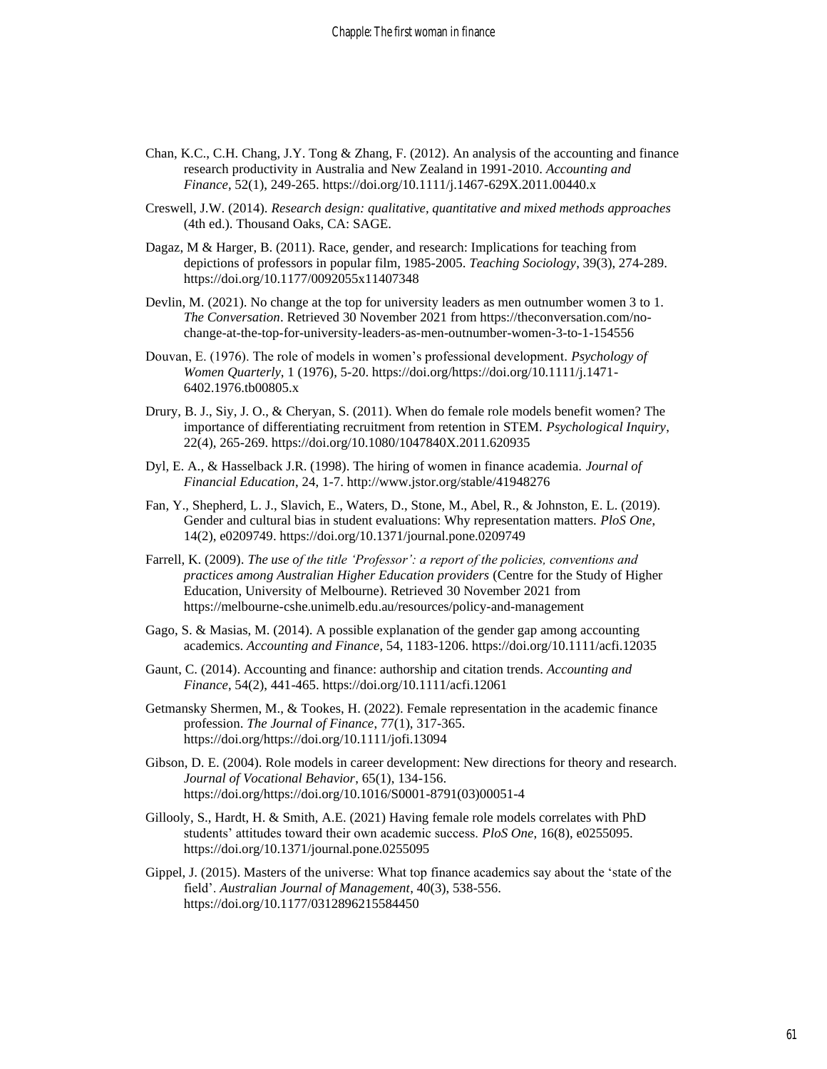Chan, K.C., C.H. Chang, J.Y. Tong & Zhang, F. (2012). An analysis of the accounting and finance research productivity in Australia and New Zealand in 1991-2010. *Accounting and Finance*, 52(1), 249-265. https://doi.org/10.1111/j.1467-629X.2011.00440.x

Creswell, J.W. (2014). *Research design: qualitative, quantitative and mixed methods approaches* (4th ed.). Thousand Oaks, CA: SAGE.

Dagaz, M & Harger, B. (2011). Race, gender, and research: Implications for teaching from depictions of professors in popular film, 1985-2005. *Teaching Sociology*, 39(3), 274-289. https://doi.org/10.1177/0092055x11407348

Devlin, M. (2021). No change at the top for university leaders as men outnumber women 3 to 1. *The Conversation*. Retrieved 30 November 2021 from https://theconversation.com/no-change-at-the-top-for-university-leaders-as-men-outnumber-women-3-to-1-154556

Douvan, E. (1976). The role of models in women's professional development. *Psychology of Women Quarterly*, 1 (1976), 5-20. https://doi.org/https://doi.org/10.1111/j.1471-6402.1976.tb00805.x

Drury, B. J., Siy, J. O., & Cheryan, S. (2011). When do female role models benefit women? The importance of differentiating recruitment from retention in STEM. *Psychological Inquiry*, 22(4), 265-269. https://doi.org/10.1080/1047840X.2011.620935

Dyl, E. A., & Hasselback J.R. (1998). The hiring of women in finance academia. *Journal of Financial Education*, 24, 1-7. http://www.jstor.org/stable/41948276

Fan, Y., Shepherd, L. J., Slavich, E., Waters, D., Stone, M., Abel, R., & Johnston, E. L. (2019). Gender and cultural bias in student evaluations: Why representation matters. *PloS One*, 14(2), e0209749. https://doi.org/10.1371/journal.pone.0209749

Farrell, K. (2009). *The use of the title 'Professor': a report of the policies, conventions and practices among Australian Higher Education providers* (Centre for the Study of Higher Education, University of Melbourne). Retrieved 30 November 2021 from https://melbourne-cshe.unimelb.edu.au/resources/policy-and-management

Gago, S. & Masias, M. (2014). A possible explanation of the gender gap among accounting academics. *Accounting and Finance*, 54, 1183-1206. https://doi.org/10.1111/acfi.12035

Gaunt, C. (2014). Accounting and finance: authorship and citation trends. *Accounting and Finance*, 54(2), 441-465. https://doi.org/10.1111/acfi.12061

Getmansky Shermen, M., & Tookes, H. (2022). Female representation in the academic finance profession. *The Journal of Finance*, 77(1), 317-365. https://doi.org/https://doi.org/10.1111/jofi.13094

Gibson, D. E. (2004). Role models in career development: New directions for theory and research. *Journal of Vocational Behavior*, 65(1), 134-156. https://doi.org/https://doi.org/10.1016/S0001-8791(03)00051-4

Gillooly, S., Hardt, H. & Smith, A.E. (2021) Having female role models correlates with PhD students' attitudes toward their own academic success. *PloS One*, 16(8), e0255095. https://doi.org/10.1371/journal.pone.0255095

Gippel, J. (2015). Masters of the universe: What top finance academics say about the 'state of the field'. *Australian Journal of Management*, 40(3), 538-556. https://doi.org/10.1177/0312896215584450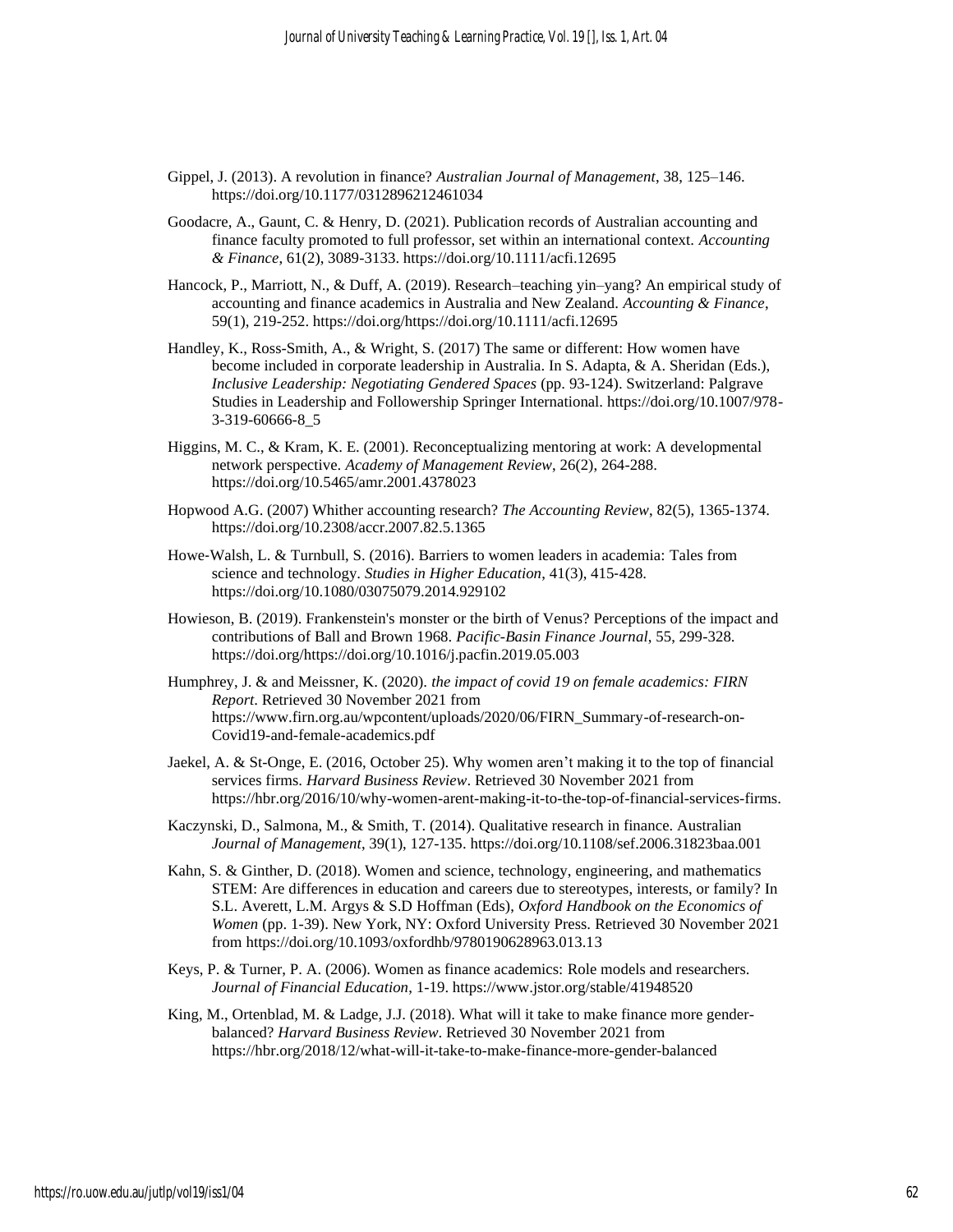Gippel, J. (2013). A revolution in finance? *Australian Journal of Management*, 38, 125–146. https://doi.org/10.1177/0312896212461034

Goodacre, A., Gaunt, C. & Henry, D. (2021). Publication records of Australian accounting and finance faculty promoted to full professor, set within an international context. *Accounting & Finance*, 61(2), 3089-3133. https://doi.org/10.1111/acfi.12695

Hancock, P., Marriott, N., & Duff, A. (2019). Research–teaching yin–yang? An empirical study of accounting and finance academics in Australia and New Zealand. *Accounting & Finance*, 59(1), 219-252. https://doi.org/https://doi.org/10.1111/acfi.12695

Handley, K., Ross-Smith, A., & Wright, S. (2017) The same or different: How women have become included in corporate leadership in Australia. In S. Adapta, & A. Sheridan (Eds.), *Inclusive Leadership: Negotiating Gendered Spaces* (pp. 93-124). Switzerland: Palgrave Studies in Leadership and Followership Springer International. https://doi.org/10.1007/978-3-319-60666-8_5

Higgins, M. C., & Kram, K. E. (2001). Reconceptualizing mentoring at work: A developmental network perspective. *Academy of Management Review*, 26(2), 264-288. https://doi.org/10.5465/amr.2001.4378023

Hopwood A.G. (2007) Whither accounting research? *The Accounting Review*, 82(5), 1365-1374. https://doi.org/10.2308/accr.2007.82.5.1365

Howe-Walsh, L. & Turnbull, S. (2016). Barriers to women leaders in academia: Tales from science and technology. *Studies in Higher Education*, 41(3), 415-428. https://doi.org/10.1080/03075079.2014.929102

Howieson, B. (2019). Frankenstein's monster or the birth of Venus? Perceptions of the impact and contributions of Ball and Brown 1968. *Pacific-Basin Finance Journal*, 55, 299-328. https://doi.org/https://doi.org/10.1016/j.pacfin.2019.05.003

Humphrey, J. & and Meissner, K. (2020). *the impact of covid 19 on female academics: FIRN Report*. Retrieved 30 November 2021 from https://www.firn.org.au/wpcontent/uploads/2020/06/FIRN_Summary-of-research-on-Covid19-and-female-academics.pdf

Jaekel, A. & St-Onge, E. (2016, October 25). Why women aren't making it to the top of financial services firms. *Harvard Business Review*. Retrieved 30 November 2021 from https://hbr.org/2016/10/why-women-arent-making-it-to-the-top-of-financial-services-firms.

Kaczynski, D., Salmona, M., & Smith, T. (2014). Qualitative research in finance. Australian *Journal of Management*, 39(1), 127-135. https://doi.org/10.1108/sef.2006.31823baa.001

Kahn, S. & Ginther, D. (2018). Women and science, technology, engineering, and mathematics STEM: Are differences in education and careers due to stereotypes, interests, or family? In S.L. Averett, L.M. Argys & S.D Hoffman (Eds), *Oxford Handbook on the Economics of Women* (pp. 1-39). New York, NY: Oxford University Press. Retrieved 30 November 2021 from https://doi.org/10.1093/oxfordhb/9780190628963.013.13

Keys, P. & Turner, P. A. (2006). Women as finance academics: Role models and researchers. *Journal of Financial Education*, 1-19. https://www.jstor.org/stable/41948520

King, M., Ortenblad, M. & Ladge, J.J. (2018). What will it take to make finance more gender-balanced? *Harvard Business Review*. Retrieved 30 November 2021 from https://hbr.org/2018/12/what-will-it-take-to-make-finance-more-gender-balanced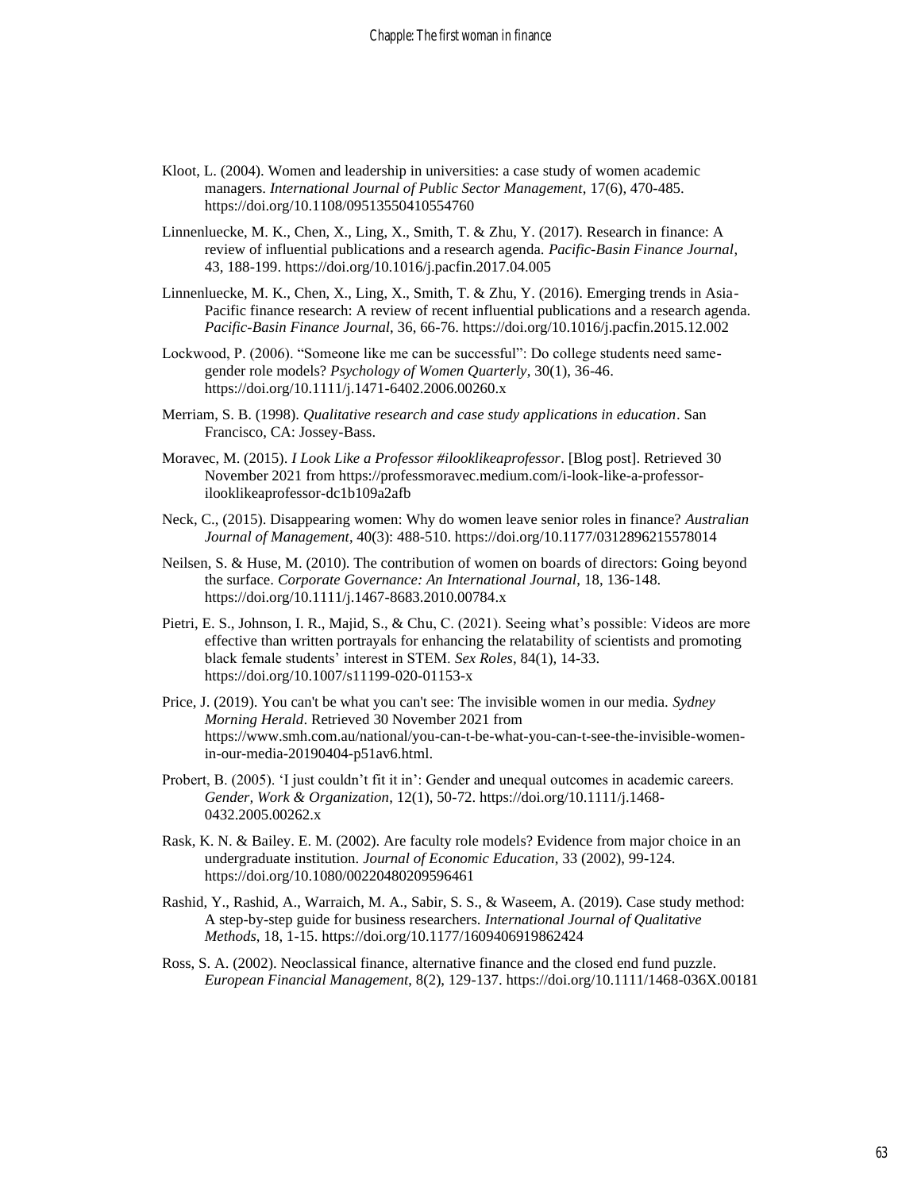Kloot, L. (2004). Women and leadership in universities: a case study of women academic managers. *International Journal of Public Sector Management*, 17(6), 470-485. https://doi.org/10.1108/09513550410554760

Linnenluecke, M. K., Chen, X., Ling, X., Smith, T. & Zhu, Y. (2017). Research in finance: A review of influential publications and a research agenda. *Pacific-Basin Finance Journal*, 43, 188-199. https://doi.org/10.1016/j.pacfin.2017.04.005

Linnenluecke, M. K., Chen, X., Ling, X., Smith, T. & Zhu, Y. (2016). Emerging trends in Asia-Pacific finance research: A review of recent influential publications and a research agenda. *Pacific-Basin Finance Journal*, 36, 66-76. https://doi.org/10.1016/j.pacfin.2015.12.002

Lockwood, P. (2006). "Someone like me can be successful": Do college students need same-gender role models? *Psychology of Women Quarterly*, 30(1), 36-46. https://doi.org/10.1111/j.1471-6402.2006.00260.x

Merriam, S. B. (1998). *Qualitative research and case study applications in education*. San Francisco, CA: Jossey-Bass.

Moravec, M. (2015). *I Look Like a Professor #ilooklikeaprofessor*. [Blog post]. Retrieved 30 November 2021 from https://professmoravec.medium.com/i-look-like-a-professor-ilooklikeaprofessor-dc1b109a2afb

Neck, C., (2015). Disappearing women: Why do women leave senior roles in finance? *Australian Journal of Management*, 40(3): 488-510. https://doi.org/10.1177/0312896215578014

Neilsen, S. & Huse, M. (2010). The contribution of women on boards of directors: Going beyond the surface. *Corporate Governance: An International Journal*, 18, 136-148. https://doi.org/10.1111/j.1467-8683.2010.00784.x

Pietri, E. S., Johnson, I. R., Majid, S., & Chu, C. (2021). Seeing what's possible: Videos are more effective than written portrayals for enhancing the relatability of scientists and promoting black female students' interest in STEM. *Sex Roles*, 84(1), 14-33. https://doi.org/10.1007/s11199-020-01153-x

Price, J. (2019). You can't be what you can't see: The invisible women in our media. *Sydney Morning Herald*. Retrieved 30 November 2021 from https://www.smh.com.au/national/you-can-t-be-what-you-can-t-see-the-invisible-women-in-our-media-20190404-p51av6.html.

Probert, B. (2005). 'I just couldn't fit it in': Gender and unequal outcomes in academic careers. *Gender, Work & Organization*, 12(1), 50-72. https://doi.org/10.1111/j.1468-0432.2005.00262.x

Rask, K. N. & Bailey. E. M. (2002). Are faculty role models? Evidence from major choice in an undergraduate institution. *Journal of Economic Education*, 33 (2002), 99-124. https://doi.org/10.1080/00220480209596461

Rashid, Y., Rashid, A., Warraich, M. A., Sabir, S. S., & Waseem, A. (2019). Case study method: A step-by-step guide for business researchers. *International Journal of Qualitative Methods*, 18, 1-15. https://doi.org/10.1177/1609406919862424

Ross, S. A. (2002). Neoclassical finance, alternative finance and the closed end fund puzzle. *European Financial Management*, 8(2), 129-137. https://doi.org/10.1111/1468-036X.00181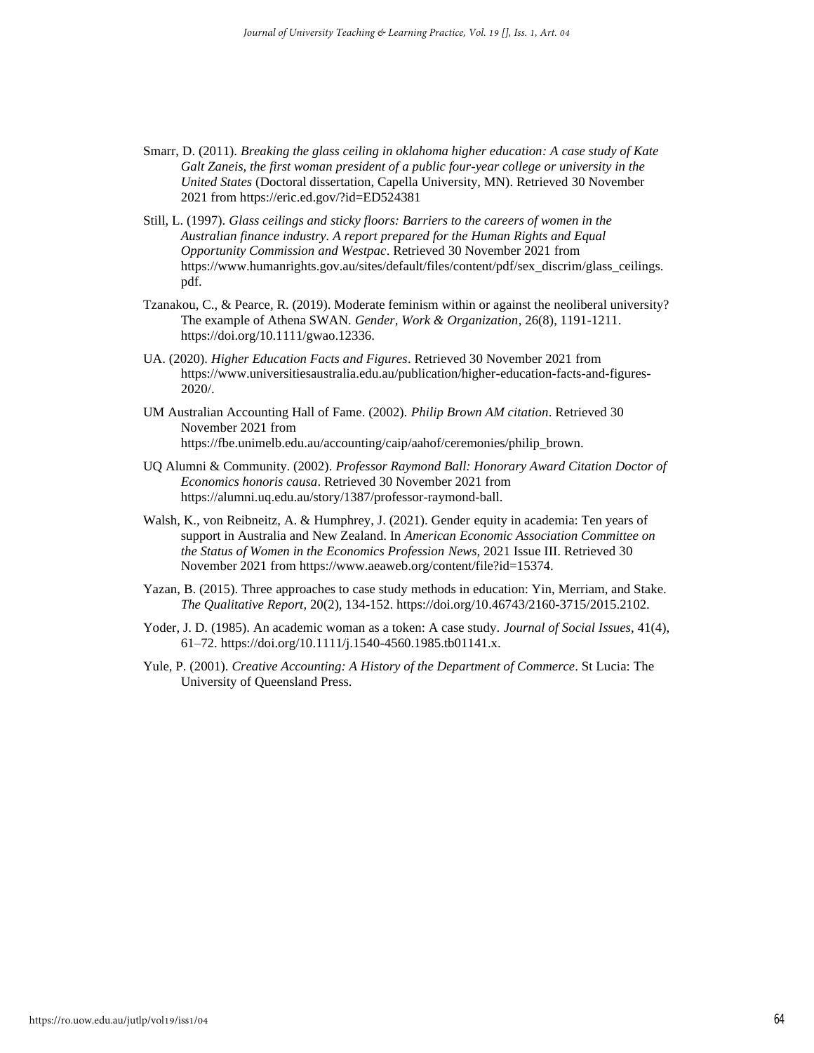Smarr, D. (2011). *Breaking the glass ceiling in oklahoma higher education: A case study of Kate Galt Zaneis, the first woman president of a public four-year college or university in the United States* (Doctoral dissertation, Capella University, MN). Retrieved 30 November 2021 from https://eric.ed.gov/?id=ED524381

Still, L. (1997). *Glass ceilings and sticky floors: Barriers to the careers of women in the Australian finance industry. A report prepared for the Human Rights and Equal Opportunity Commission and Westpac*. Retrieved 30 November 2021 from https://www.humanrights.gov.au/sites/default/files/content/pdf/sex_discrim/glass_ceilings.pdf.

Tzanakou, C., & Pearce, R. (2019). Moderate feminism within or against the neoliberal university? The example of Athena SWAN. *Gender, Work & Organization*, 26(8), 1191-1211. https://doi.org/10.1111/gwao.12336.

UA. (2020). *Higher Education Facts and Figures*. Retrieved 30 November 2021 from https://www.universitiesaustralia.edu.au/publication/higher-education-facts-and-figures-2020/.

UM Australian Accounting Hall of Fame. (2002). *Philip Brown AM citation*. Retrieved 30 November 2021 from https://fbe.unimelb.edu.au/accounting/caip/aahof/ceremonies/philip_brown.

UQ Alumni & Community. (2002). *Professor Raymond Ball: Honorary Award Citation Doctor of Economics honoris causa*. Retrieved 30 November 2021 from https://alumni.uq.edu.au/story/1387/professor-raymond-ball.

Walsh, K., von Reibneitz, A. & Humphrey, J. (2021). Gender equity in academia: Ten years of support in Australia and New Zealand. In *American Economic Association Committee on the Status of Women in the Economics Profession News*, 2021 Issue III. Retrieved 30 November 2021 from https://www.aeaweb.org/content/file?id=15374.

Yazan, B. (2015). Three approaches to case study methods in education: Yin, Merriam, and Stake. *The Qualitative Report*, 20(2), 134-152. https://doi.org/10.46743/2160-3715/2015.2102.

Yoder, J. D. (1985). An academic woman as a token: A case study. *Journal of Social Issues*, 41(4), 61–72. https://doi.org/10.1111/j.1540-4560.1985.tb01141.x.

Yule, P. (2001). *Creative Accounting: A History of the Department of Commerce*. St Lucia: The University of Queensland Press.